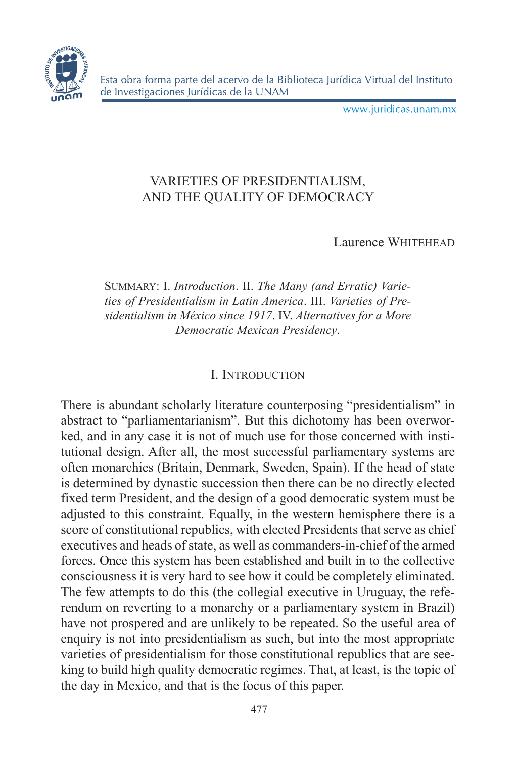# VARIETIES OF PRESIDENTIALISM, AND THE QUALITY OF DEMOCRACY

Laurence WHITEHEAD

SUMMARY: I. *Introduction*. II. *The Many (and Erratic) Varieties of Presidentialism in Latin America*. III. *Varieties of Presidentialism in México since 1917*. IV. *Alternatives for a More Democratic Mexican Presidency*.

## I. INTRODUCTION

There is abundant scholarly literature counterposing "presidentialism" in abstract to "parliamentarianism". But this dichotomy has been overworked, and in any case it is not of much use for those concerned with institutional design. After all, the most successful parliamentary systems are often monarchies (Britain, Denmark, Sweden, Spain). If the head of state is determined by dynastic succession then there can be no directly elected fixed term President, and the design of a good democratic system must be adjusted to this constraint. Equally, in the western hemisphere there is a score of constitutional republics, with elected Presidents that serve as chief executives and heads of state, as well as commanders-in-chief of the armed forces. Once this system has been established and built in to the collective consciousness it is very hard to see how it could be completely eliminated. The few attempts to do this (the collegial executive in Uruguay, the referendum on reverting to a monarchy or a parliamentary system in Brazil) have not prospered and are unlikely to be repeated. So the useful area of enquiry is not into presidentialism as such, but into the most appropriate varieties of presidentialism for those constitutional republics that are seeking to build high quality democratic regimes. That, at least, is the topic of the day in Mexico, and that is the focus of this paper.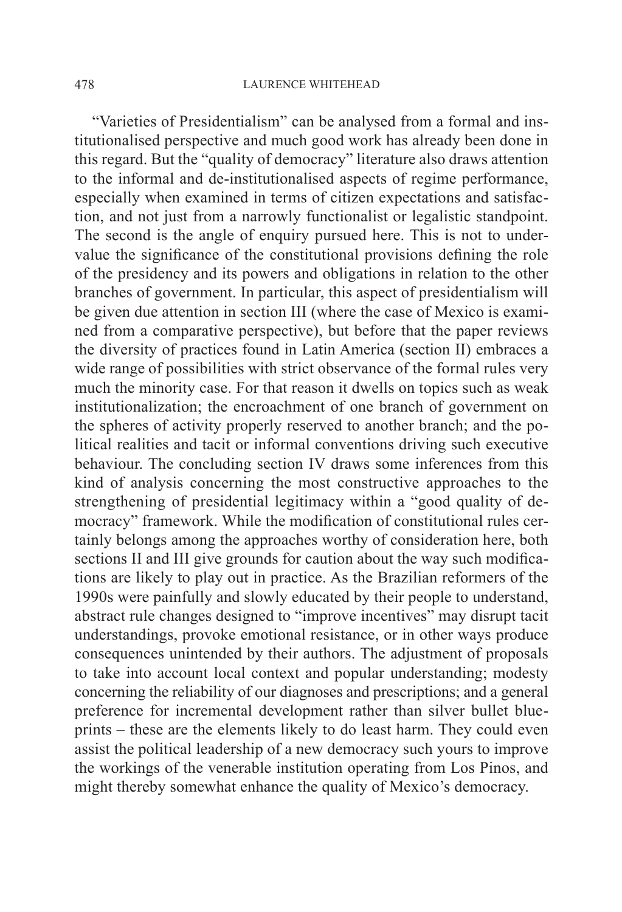"Varieties of Presidentialism" can be analysed from a formal and institutionalised perspective and much good work has already been done in this regard. But the "quality of democracy" literature also draws attention to the informal and de-institutionalised aspects of regime performance, especially when examined in terms of citizen expectations and satisfaction, and not just from a narrowly functionalist or legalistic standpoint. The second is the angle of enquiry pursued here. This is not to undervalue the significance of the constitutional provisions defining the role of the presidency and its powers and obligations in relation to the other branches of government. In particular, this aspect of presidentialism will be given due attention in section III (where the case of Mexico is examined from a comparative perspective), but before that the paper reviews the diversity of practices found in Latin America (section II) embraces a wide range of possibilities with strict observance of the formal rules very much the minority case. For that reason it dwells on topics such as weak institutionalization; the encroachment of one branch of government on the spheres of activity properly reserved to another branch; and the political realities and tacit or informal conventions driving such executive behaviour. The concluding section IV draws some inferences from this kind of analysis concerning the most constructive approaches to the strengthening of presidential legitimacy within a "good quality of democracy" framework. While the modification of constitutional rules certainly belongs among the approaches worthy of consideration here, both sections II and III give grounds for caution about the way such modifications are likely to play out in practice. As the Brazilian reformers of the 1990s were painfully and slowly educated by their people to understand, abstract rule changes designed to "improve incentives" may disrupt tacit understandings, provoke emotional resistance, or in other ways produce consequences unintended by their authors. The adjustment of proposals to take into account local context and popular understanding; modesty concerning the reliability of our diagnoses and prescriptions; and a general preference for incremental development rather than silver bullet blueprints – these are the elements likely to do least harm. They could even assist the political leadership of a new democracy such yours to improve the workings of the venerable institution operating from Los Pinos, and might thereby somewhat enhance the quality of Mexico's democracy.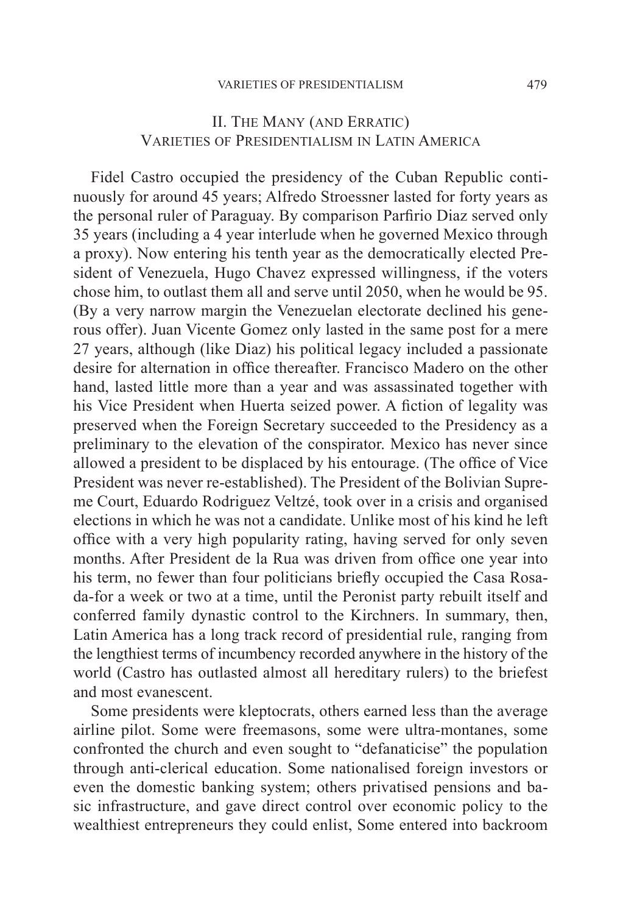## II. The Many (and Erratic) Varieties of Presidentialism in Latin America

Fidel Castro occupied the presidency of the Cuban Republic continuously for around 45 years; Alfredo Stroessner lasted for forty years as the personal ruler of Paraguay. By comparison Parfirio Diaz served only 35 years (including a 4 year interlude when he governed Mexico through a proxy). Now entering his tenth year as the democratically elected President of Venezuela, Hugo Chavez expressed willingness, if the voters chose him, to outlast them all and serve until 2050, when he would be 95. (By a very narrow margin the Venezuelan electorate declined his generous offer). Juan Vicente Gomez only lasted in the same post for a mere 27 years, although (like Diaz) his political legacy included a passionate desire for alternation in office thereafter. Francisco Madero on the other hand, lasted little more than a year and was assassinated together with his Vice President when Huerta seized power. A fiction of legality was preserved when the Foreign Secretary succeeded to the Presidency as a preliminary to the elevation of the conspirator. Mexico has never since allowed a president to be displaced by his entourage. (The office of Vice President was never re-established). The President of the Bolivian Supreme Court, Eduardo Rodriguez Veltzé, took over in a crisis and organised elections in which he was not a candidate. Unlike most of his kind he left office with a very high popularity rating, having served for only seven months. After President de la Rua was driven from office one year into his term, no fewer than four politicians briefly occupied the Casa Rosada-for a week or two at a time, until the Peronist party rebuilt itself and conferred family dynastic control to the Kirchners. In summary, then, Latin America has a long track record of presidential rule, ranging from the lengthiest terms of incumbency recorded anywhere in the history of the world (Castro has outlasted almost all hereditary rulers) to the briefest and most evanescent.

Some presidents were kleptocrats, others earned less than the average airline pilot. Some were freemasons, some were ultra-montanes, some confronted the church and even sought to "defanaticise" the population through anti-clerical education. Some nationalised foreign investors or even the domestic banking system; others privatised pensions and basic infrastructure, and gave direct control over economic policy to the wealthiest entrepreneurs they could enlist, Some entered into backroom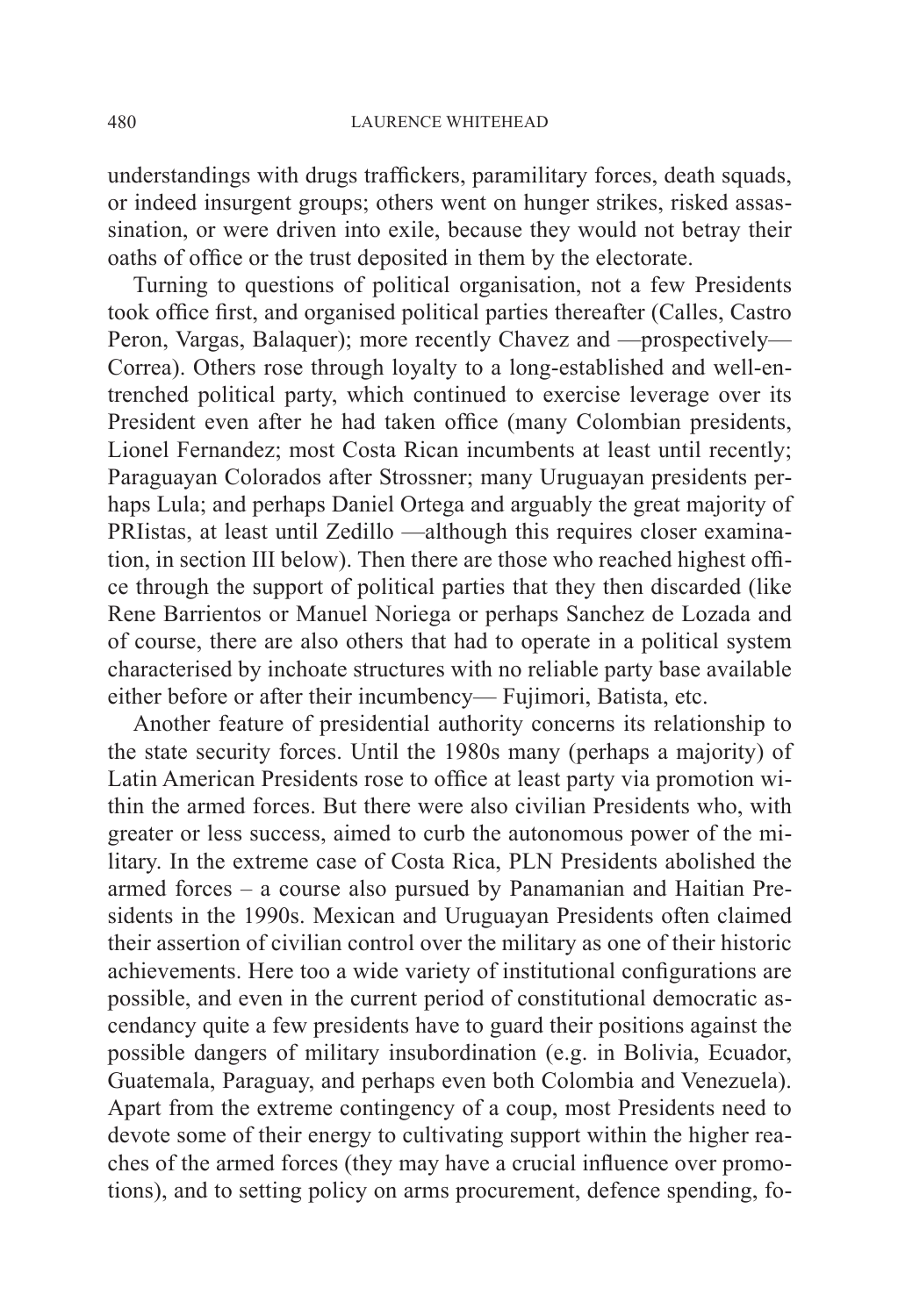understandings with drugs traffickers, paramilitary forces, death squads, or indeed insurgent groups; others went on hunger strikes, risked assassination, or were driven into exile, because they would not betray their oaths of office or the trust deposited in them by the electorate.

Turning to questions of political organisation, not a few Presidents took office first, and organised political parties thereafter (Calles, Castro Peron, Vargas, Balaquer); more recently Chavez and —prospectively— Correa). Others rose through loyalty to a long-established and well-entrenched political party, which continued to exercise leverage over its President even after he had taken office (many Colombian presidents, Lionel Fernandez; most Costa Rican incumbents at least until recently; Paraguayan Colorados after Strossner; many Uruguayan presidents perhaps Lula; and perhaps Daniel Ortega and arguably the great majority of PRIistas, at least until Zedillo —although this requires closer examination, in section III below). Then there are those who reached highest office through the support of political parties that they then discarded (like Rene Barrientos or Manuel Noriega or perhaps Sanchez de Lozada and of course, there are also others that had to operate in a political system characterised by inchoate structures with no reliable party base available either before or after their incumbency— Fujimori, Batista, etc.

Another feature of presidential authority concerns its relationship to the state security forces. Until the 1980s many (perhaps a majority) of Latin American Presidents rose to office at least party via promotion within the armed forces. But there were also civilian Presidents who, with greater or less success, aimed to curb the autonomous power of the military. In the extreme case of Costa Rica, PLN Presidents abolished the armed forces – a course also pursued by Panamanian and Haitian Presidents in the 1990s. Mexican and Uruguayan Presidents often claimed their assertion of civilian control over the military as one of their historic achievements. Here too a wide variety of institutional configurations are possible, and even in the current period of constitutional democratic ascendancy quite a few presidents have to guard their positions against the possible dangers of military insubordination (e.g. in Bolivia, Ecuador, Guatemala, Paraguay, and perhaps even both Colombia and Venezuela). Apart from the extreme contingency of a coup, most Presidents need to devote some of their energy to cultivating support within the higher reaches of the armed forces (they may have a crucial influence over promotions), and to setting policy on arms procurement, defence spending, fo-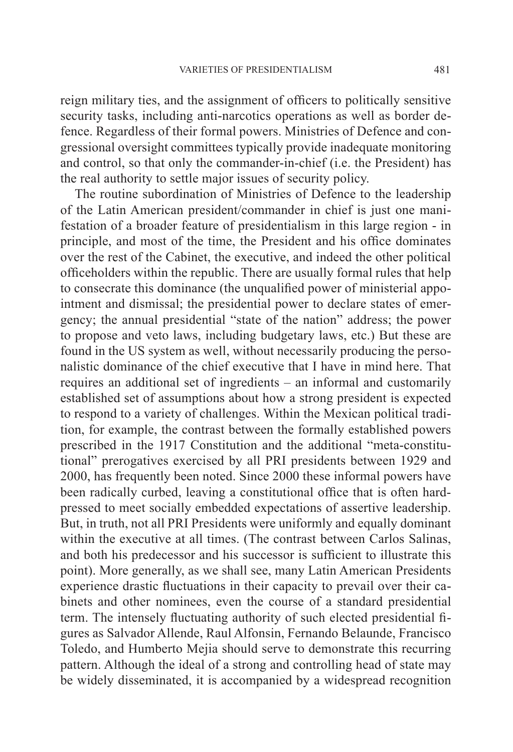reign military ties, and the assignment of officers to politically sensitive security tasks, including anti-narcotics operations as well as border defence. Regardless of their formal powers. Ministries of Defence and congressional oversight committees typically provide inadequate monitoring and control, so that only the commander-in-chief (i.e. the President) has the real authority to settle major issues of security policy.

The routine subordination of Ministries of Defence to the leadership of the Latin American president/commander in chief is just one manifestation of a broader feature of presidentialism in this large region - in principle, and most of the time, the President and his office dominates over the rest of the Cabinet, the executive, and indeed the other political officeholders within the republic. There are usually formal rules that help to consecrate this dominance (the unqualified power of ministerial appointment and dismissal; the presidential power to declare states of emergency; the annual presidential "state of the nation" address; the power to propose and veto laws, including budgetary laws, etc.) But these are found in the US system as well, without necessarily producing the personalistic dominance of the chief executive that I have in mind here. That requires an additional set of ingredients – an informal and customarily established set of assumptions about how a strong president is expected to respond to a variety of challenges. Within the Mexican political tradition, for example, the contrast between the formally established powers prescribed in the 1917 Constitution and the additional "meta-constitutional" prerogatives exercised by all PRI presidents between 1929 and 2000, has frequently been noted. Since 2000 these informal powers have been radically curbed, leaving a constitutional office that is often hard-pressed to meet socially embedded expectations of assertive leadership. But, in truth, not all PRI Presidents were uniformly and equally dominant within the executive at all times. (The contrast between Carlos Salinas, and both his predecessor and his successor is sufficient to illustrate this point). More generally, as we shall see, many Latin American Presidents experience drastic fluctuations in their capacity to prevail over their cabinets and other nominees, even the course of a standard presidential term. The intensely fluctuating authority of such elected presidential figures as Salvador Allende, Raul Alfonsin, Fernando Belaunde, Francisco Toledo, and Humberto Mejia should serve to demonstrate this recurring pattern. Although the ideal of a strong and controlling head of state may be widely disseminated, it is accompanied by a widespread recognition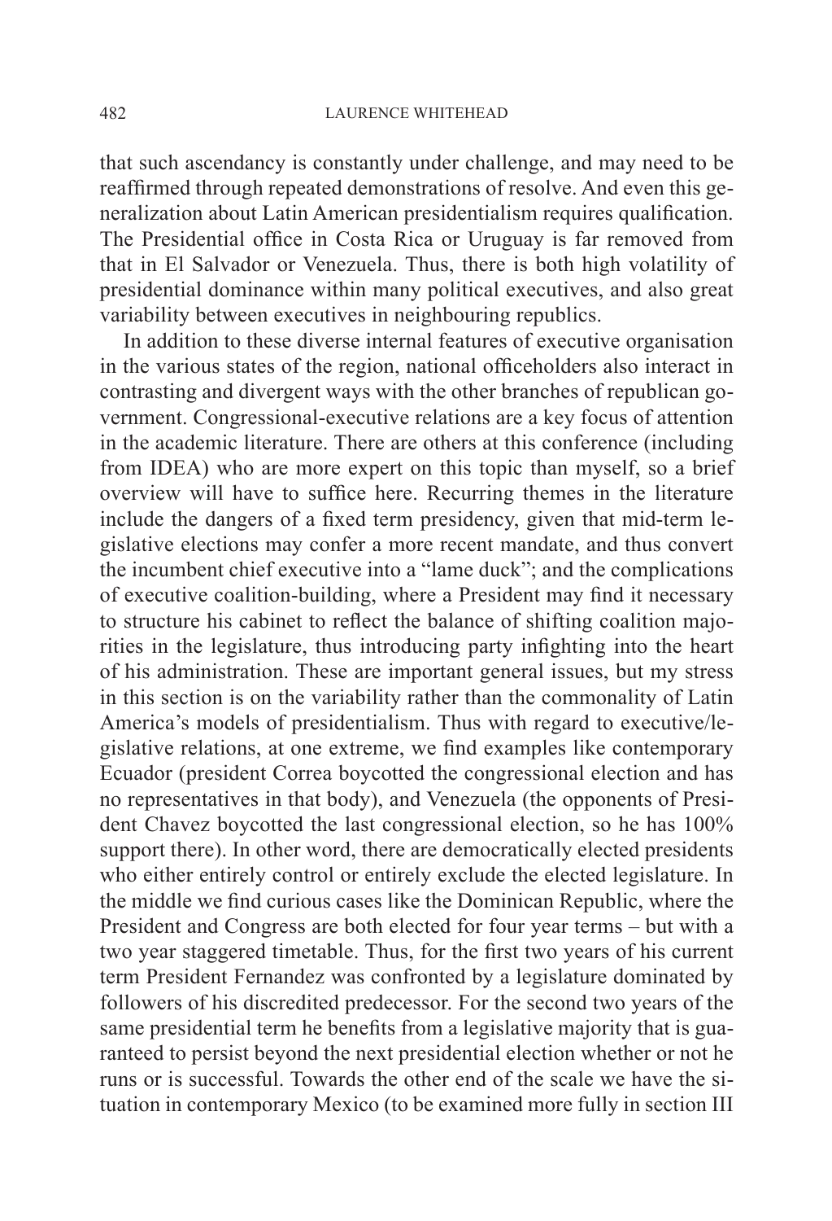that such ascendancy is constantly under challenge, and may need to be reaffirmed through repeated demonstrations of resolve. And even this generalization about Latin American presidentialism requires qualification. The Presidential office in Costa Rica or Uruguay is far removed from that in El Salvador or Venezuela. Thus, there is both high volatility of presidential dominance within many political executives, and also great variability between executives in neighbouring republics.

In addition to these diverse internal features of executive organisation in the various states of the region, national officeholders also interact in contrasting and divergent ways with the other branches of republican government. Congressional-executive relations are a key focus of attention in the academic literature. There are others at this conference (including from IDEA) who are more expert on this topic than myself, so a brief overview will have to suffice here. Recurring themes in the literature include the dangers of a fixed term presidency, given that mid-term legislative elections may confer a more recent mandate, and thus convert the incumbent chief executive into a "lame duck"; and the complications of executive coalition-building, where a President may find it necessary to structure his cabinet to reflect the balance of shifting coalition majorities in the legislature, thus introducing party infighting into the heart of his administration. These are important general issues, but my stress in this section is on the variability rather than the commonality of Latin America's models of presidentialism. Thus with regard to executive/legislative relations, at one extreme, we find examples like contemporary Ecuador (president Correa boycotted the congressional election and has no representatives in that body), and Venezuela (the opponents of President Chavez boycotted the last congressional election, so he has 100% support there). In other word, there are democratically elected presidents who either entirely control or entirely exclude the elected legislature. In the middle we find curious cases like the Dominican Republic, where the President and Congress are both elected for four year terms – but with a two year staggered timetable. Thus, for the first two years of his current term President Fernandez was confronted by a legislature dominated by followers of his discredited predecessor. For the second two years of the same presidential term he benefits from a legislative majority that is guaranteed to persist beyond the next presidential election whether or not he runs or is successful. Towards the other end of the scale we have the situation in contemporary Mexico (to be examined more fully in section III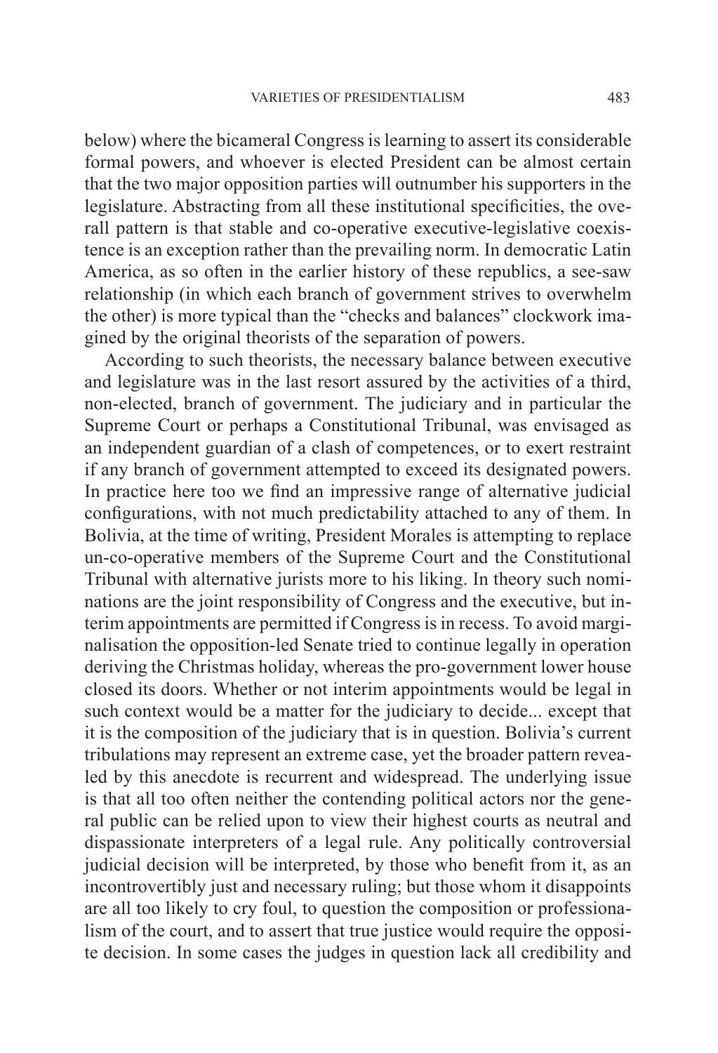below) where the bicameral Congress is learning to assert its considerable formal powers, and whoever is elected President can be almost certain that the two major opposition parties will outnumber his supporters in the legislature. Abstracting from all these institutional specificities, the overall pattern is that stable and co-operative executive-legislative coexistence is an exception rather than the prevailing norm. In democratic Latin America, as so often in the earlier history of these republics, a see-saw relationship (in which each branch of government strives to overwhelm the other) is more typical than the "checks and balances" clockwork imagined by the original theorists of the separation of powers.

According to such theorists, the necessary balance between executive and legislature was in the last resort assured by the activities of a third, non-elected, branch of government. The judiciary and in particular the Supreme Court or perhaps a Constitutional Tribunal, was envisaged as an independent guardian of a clash of competences, or to exert restraint if any branch of government attempted to exceed its designated powers. In practice here too we find an impressive range of alternative judicial configurations, with not much predictability attached to any of them. In Bolivia, at the time of writing, President Morales is attempting to replace un-co-operative members of the Supreme Court and the Constitutional Tribunal with alternative jurists more to his liking. In theory such nominations are the joint responsibility of Congress and the executive, but interim appointments are permitted if Congress is in recess. To avoid marginalisation the opposition-led Senate tried to continue legally in operation deriving the Christmas holiday, whereas the pro-government lower house closed its doors. Whether or not interim appointments would be legal in such context would be a matter for the judiciary to decide... except that it is the composition of the judiciary that is in question. Bolivia's current tribulations may represent an extreme case, yet the broader pattern revealed by this anecdote is recurrent and widespread. The underlying issue is that all too often neither the contending political actors nor the general public can be relied upon to view their highest courts as neutral and dispassionate interpreters of a legal rule. Any politically controversial judicial decision will be interpreted, by those who benefit from it, as an incontrovertibly just and necessary ruling; but those whom it disappoints are all too likely to cry foul, to question the composition or professionalism of the court, and to assert that true justice would require the opposite decision. In some cases the judges in question lack all credibility and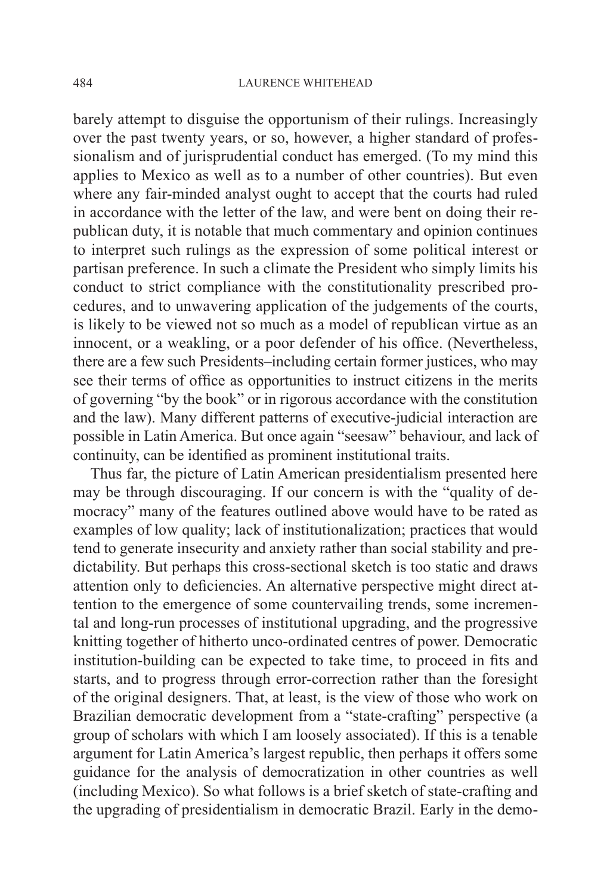barely attempt to disguise the opportunism of their rulings. Increasingly over the past twenty years, or so, however, a higher standard of professionalism and of jurisprudential conduct has emerged. (To my mind this applies to Mexico as well as to a number of other countries). But even where any fair-minded analyst ought to accept that the courts had ruled in accordance with the letter of the law, and were bent on doing their republican duty, it is notable that much commentary and opinion continues to interpret such rulings as the expression of some political interest or partisan preference. In such a climate the President who simply limits his conduct to strict compliance with the constitutionality prescribed procedures, and to unwavering application of the judgements of the courts, is likely to be viewed not so much as a model of republican virtue as an innocent, or a weakling, or a poor defender of his office. (Nevertheless, there are a few such Presidents–including certain former justices, who may see their terms of office as opportunities to instruct citizens in the merits of governing "by the book" or in rigorous accordance with the constitution and the law). Many different patterns of executive-judicial interaction are possible in Latin America. But once again "seesaw" behaviour, and lack of continuity, can be identified as prominent institutional traits.

Thus far, the picture of Latin American presidentialism presented here may be through discouraging. If our concern is with the "quality of democracy" many of the features outlined above would have to be rated as examples of low quality; lack of institutionalization; practices that would tend to generate insecurity and anxiety rather than social stability and predictability. But perhaps this cross-sectional sketch is too static and draws attention only to deficiencies. An alternative perspective might direct attention to the emergence of some countervailing trends, some incremental and long-run processes of institutional upgrading, and the progressive knitting together of hitherto unco-ordinated centres of power. Democratic institution-building can be expected to take time, to proceed in fits and starts, and to progress through error-correction rather than the foresight of the original designers. That, at least, is the view of those who work on Brazilian democratic development from a "state-crafting" perspective (a group of scholars with which I am loosely associated). If this is a tenable argument for Latin America's largest republic, then perhaps it offers some guidance for the analysis of democratization in other countries as well (including Mexico). So what follows is a brief sketch of state-crafting and the upgrading of presidentialism in democratic Brazil. Early in the demo-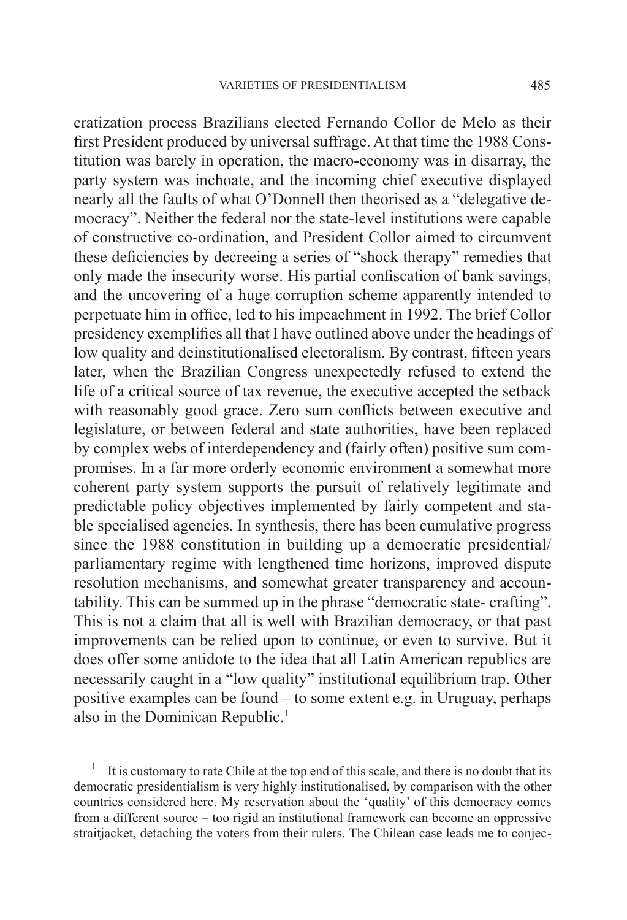cratization process Brazilians elected Fernando Collor de Melo as their first President produced by universal suffrage. At that time the 1988 Constitution was barely in operation, the macro-economy was in disarray, the party system was inchoate, and the incoming chief executive displayed nearly all the faults of what O'Donnell then theorised as a "delegative democracy". Neither the federal nor the state-level institutions were capable of constructive co-ordination, and President Collor aimed to circumvent these deficiencies by decreeing a series of "shock therapy" remedies that only made the insecurity worse. His partial confiscation of bank savings, and the uncovering of a huge corruption scheme apparently intended to perpetuate him in office, led to his impeachment in 1992. The brief Collor presidency exemplifies all that I have outlined above under the headings of low quality and deinstitutionalised electoralism. By contrast, fifteen years later, when the Brazilian Congress unexpectedly refused to extend the life of a critical source of tax revenue, the executive accepted the setback with reasonably good grace. Zero sum conflicts between executive and legislature, or between federal and state authorities, have been replaced by complex webs of interdependency and (fairly often) positive sum compromises. In a far more orderly economic environment a somewhat more coherent party system supports the pursuit of relatively legitimate and predictable policy objectives implemented by fairly competent and stable specialised agencies. In synthesis, there has been cumulative progress since the 1988 constitution in building up a democratic presidential/ parliamentary regime with lengthened time horizons, improved dispute resolution mechanisms, and somewhat greater transparency and accountability. This can be summed up in the phrase "democratic state- crafting". This is not a claim that all is well with Brazilian democracy, or that past improvements can be relied upon to continue, or even to survive. But it does offer some antidote to the idea that all Latin American republics are necessarily caught in a "low quality" institutional equilibrium trap. Other positive examples can be found – to some extent e.g. in Uruguay, perhaps also in the Dominican Republic.[1]

[1] It is customary to rate Chile at the top end of this scale, and there is no doubt that its democratic presidentialism is very highly institutionalised, by comparison with the other countries considered here. My reservation about the 'quality' of this democracy comes from a different source – too rigid an institutional framework can become an oppressive straitjacket, detaching the voters from their rulers. The Chilean case leads me to conjec-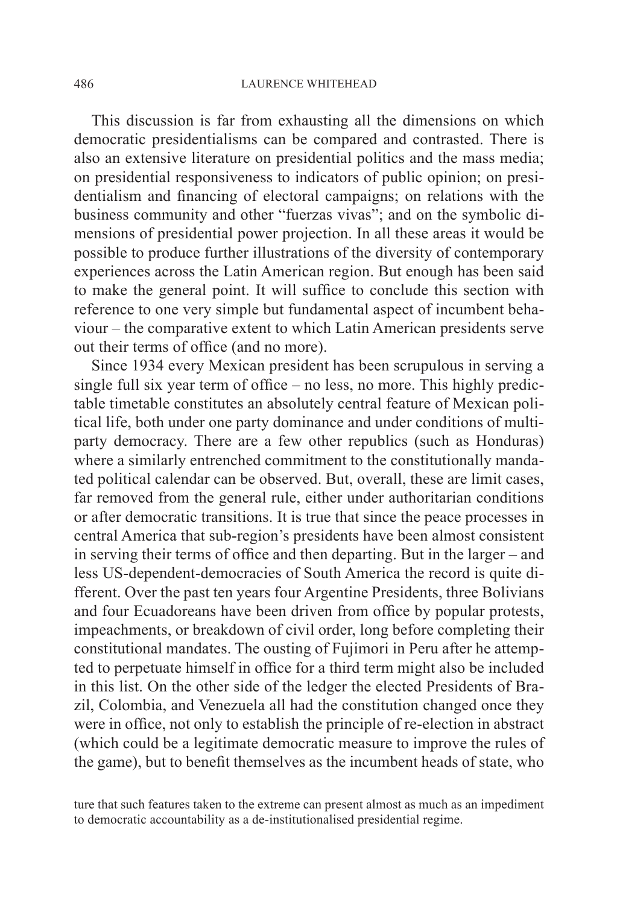This discussion is far from exhausting all the dimensions on which democratic presidentialisms can be compared and contrasted. There is also an extensive literature on presidential politics and the mass media; on presidential responsiveness to indicators of public opinion; on presidentialism and financing of electoral campaigns; on relations with the business community and other "fuerzas vivas"; and on the symbolic dimensions of presidential power projection. In all these areas it would be possible to produce further illustrations of the diversity of contemporary experiences across the Latin American region. But enough has been said to make the general point. It will suffice to conclude this section with reference to one very simple but fundamental aspect of incumbent behaviour – the comparative extent to which Latin American presidents serve out their terms of office (and no more).

Since 1934 every Mexican president has been scrupulous in serving a single full six year term of office – no less, no more. This highly predictable timetable constitutes an absolutely central feature of Mexican political life, both under one party dominance and under conditions of multiparty democracy. There are a few other republics (such as Honduras) where a similarly entrenched commitment to the constitutionally mandated political calendar can be observed. But, overall, these are limit cases, far removed from the general rule, either under authoritarian conditions or after democratic transitions. It is true that since the peace processes in central America that sub-region's presidents have been almost consistent in serving their terms of office and then departing. But in the larger – and less US-dependent-democracies of South America the record is quite different. Over the past ten years four Argentine Presidents, three Bolivians and four Ecuadoreans have been driven from office by popular protests, impeachments, or breakdown of civil order, long before completing their constitutional mandates. The ousting of Fujimori in Peru after he attempted to perpetuate himself in office for a third term might also be included in this list. On the other side of the ledger the elected Presidents of Brazil, Colombia, and Venezuela all had the constitution changed once they were in office, not only to establish the principle of re-election in abstract (which could be a legitimate democratic measure to improve the rules of the game), but to benefit themselves as the incumbent heads of state, who

ture that such features taken to the extreme can present almost as much as an impediment to democratic accountability as a de-institutionalised presidential regime.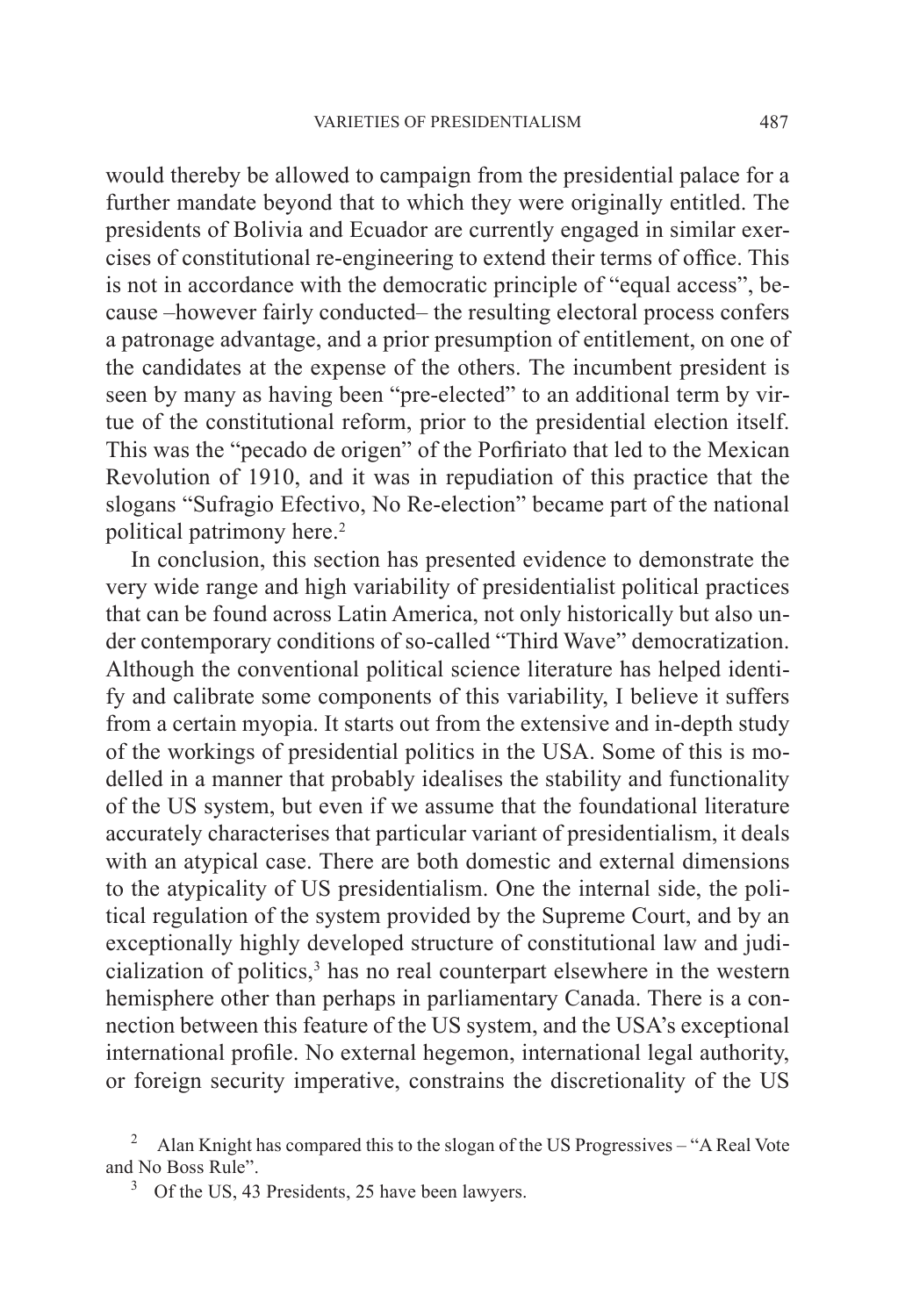would thereby be allowed to campaign from the presidential palace for a further mandate beyond that to which they were originally entitled. The presidents of Bolivia and Ecuador are currently engaged in similar exercises of constitutional re-engineering to extend their terms of office. This is not in accordance with the democratic principle of "equal access", because –however fairly conducted– the resulting electoral process confers a patronage advantage, and a prior presumption of entitlement, on one of the candidates at the expense of the others. The incumbent president is seen by many as having been "pre-elected" to an additional term by virtue of the constitutional reform, prior to the presidential election itself. This was the "pecado de origen" of the Porfiriato that led to the Mexican Revolution of 1910, and it was in repudiation of this practice that the slogans "Sufragio Efectivo, No Re-election" became part of the national political patrimony here.[2]

In conclusion, this section has presented evidence to demonstrate the very wide range and high variability of presidentialist political practices that can be found across Latin America, not only historically but also under contemporary conditions of so-called "Third Wave" democratization. Although the conventional political science literature has helped identify and calibrate some components of this variability, I believe it suffers from a certain myopia. It starts out from the extensive and in-depth study of the workings of presidential politics in the USA. Some of this is modelled in a manner that probably idealises the stability and functionality of the US system, but even if we assume that the foundational literature accurately characterises that particular variant of presidentialism, it deals with an atypical case. There are both domestic and external dimensions to the atypicality of US presidentialism. One the internal side, the political regulation of the system provided by the Supreme Court, and by an exceptionally highly developed structure of constitutional law and judicialization of politics,[3] has no real counterpart elsewhere in the western hemisphere other than perhaps in parliamentary Canada. There is a connection between this feature of the US system, and the USA's exceptional international profile. No external hegemon, international legal authority, or foreign security imperative, constrains the discretionality of the US

[2] Alan Knight has compared this to the slogan of the US Progressives – "A Real Vote and No Boss Rule".

[3] Of the US, 43 Presidents, 25 have been lawyers.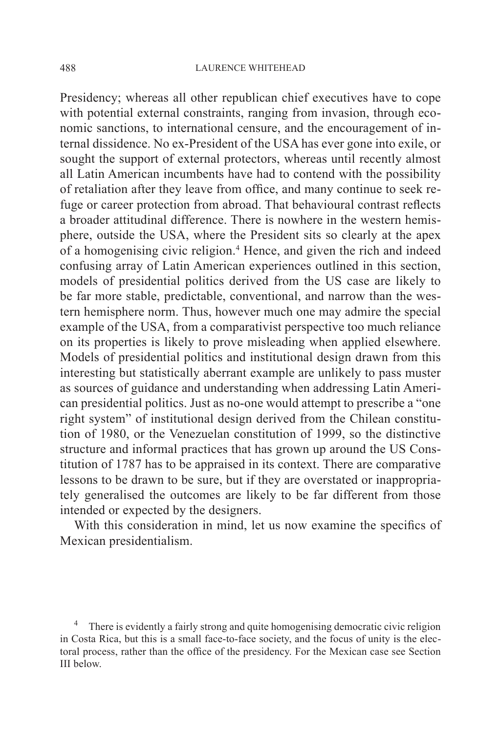Presidency; whereas all other republican chief executives have to cope with potential external constraints, ranging from invasion, through economic sanctions, to international censure, and the encouragement of internal dissidence. No ex-President of the USA has ever gone into exile, or sought the support of external protectors, whereas until recently almost all Latin American incumbents have had to contend with the possibility of retaliation after they leave from office, and many continue to seek refuge or career protection from abroad. That behavioural contrast reflects a broader attitudinal difference. There is nowhere in the western hemisphere, outside the USA, where the President sits so clearly at the apex of a homogenising civic religion.[4] Hence, and given the rich and indeed confusing array of Latin American experiences outlined in this section, models of presidential politics derived from the US case are likely to be far more stable, predictable, conventional, and narrow than the western hemisphere norm. Thus, however much one may admire the special example of the USA, from a comparativist perspective too much reliance on its properties is likely to prove misleading when applied elsewhere. Models of presidential politics and institutional design drawn from this interesting but statistically aberrant example are unlikely to pass muster as sources of guidance and understanding when addressing Latin American presidential politics. Just as no-one would attempt to prescribe a "one right system" of institutional design derived from the Chilean constitution of 1980, or the Venezuelan constitution of 1999, so the distinctive structure and informal practices that has grown up around the US Constitution of 1787 has to be appraised in its context. There are comparative lessons to be drawn to be sure, but if they are overstated or inappropriately generalised the outcomes are likely to be far different from those intended or expected by the designers.

With this consideration in mind, let us now examine the specifics of Mexican presidentialism.

[4] There is evidently a fairly strong and quite homogenising democratic civic religion in Costa Rica, but this is a small face-to-face society, and the focus of unity is the electoral process, rather than the office of the presidency. For the Mexican case see Section III below.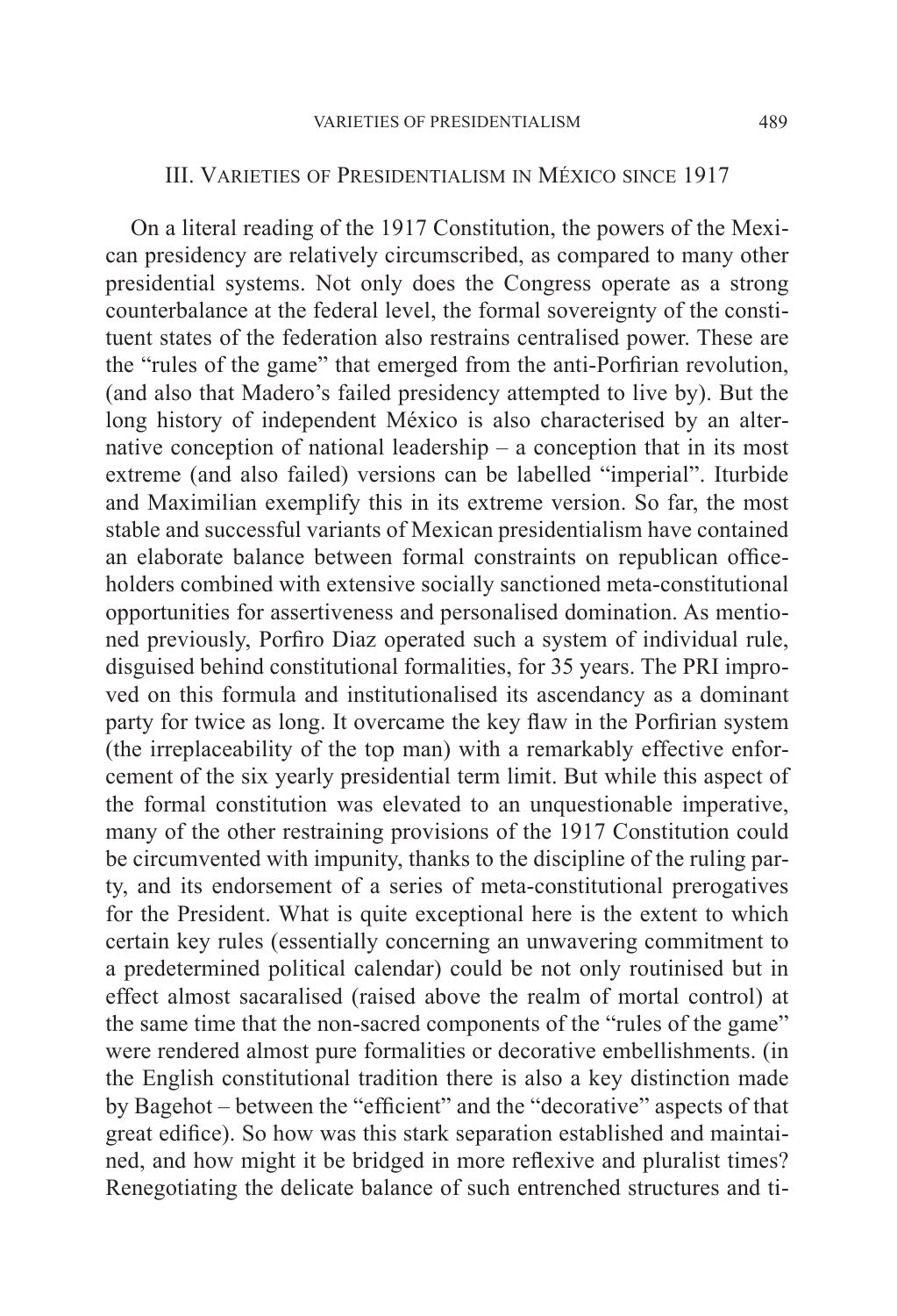## III. Varieties of Presidentialism in México since 1917

On a literal reading of the 1917 Constitution, the powers of the Mexican presidency are relatively circumscribed, as compared to many other presidential systems. Not only does the Congress operate as a strong counterbalance at the federal level, the formal sovereignty of the constituent states of the federation also restrains centralised power. These are the "rules of the game" that emerged from the anti-Porfirian revolution, (and also that Madero's failed presidency attempted to live by). But the long history of independent México is also characterised by an alternative conception of national leadership – a conception that in its most extreme (and also failed) versions can be labelled "imperial". Iturbide and Maximilian exemplify this in its extreme version. So far, the most stable and successful variants of Mexican presidentialism have contained an elaborate balance between formal constraints on republican office-holders combined with extensive socially sanctioned meta-constitutional opportunities for assertiveness and personalised domination. As mentioned previously, Porfiro Diaz operated such a system of individual rule, disguised behind constitutional formalities, for 35 years. The PRI improved on this formula and institutionalised its ascendancy as a dominant party for twice as long. It overcame the key flaw in the Porfirian system (the irreplaceability of the top man) with a remarkably effective enforcement of the six yearly presidential term limit. But while this aspect of the formal constitution was elevated to an unquestionable imperative, many of the other restraining provisions of the 1917 Constitution could be circumvented with impunity, thanks to the discipline of the ruling party, and its endorsement of a series of meta-constitutional prerogatives for the President. What is quite exceptional here is the extent to which certain key rules (essentially concerning an unwavering commitment to a predetermined political calendar) could be not only routinised but in effect almost sacaralised (raised above the realm of mortal control) at the same time that the non-sacred components of the "rules of the game" were rendered almost pure formalities or decorative embellishments. (in the English constitutional tradition there is also a key distinction made by Bagehot – between the "efficient" and the "decorative" aspects of that great edifice). So how was this stark separation established and maintained, and how might it be bridged in more reflexive and pluralist times? Renegotiating the delicate balance of such entrenched structures and ti-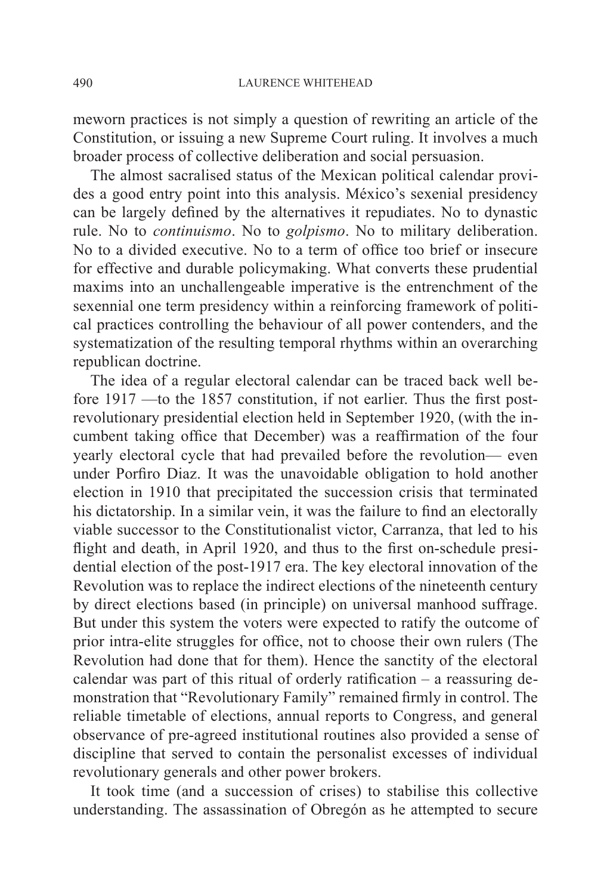meworn practices is not simply a question of rewriting an article of the Constitution, or issuing a new Supreme Court ruling. It involves a much broader process of collective deliberation and social persuasion.

The almost sacralised status of the Mexican political calendar provides a good entry point into this analysis. México's sexenial presidency can be largely defined by the alternatives it repudiates. No to dynastic rule. No to *continuismo*. No to *golpismo*. No to military deliberation. No to a divided executive. No to a term of office too brief or insecure for effective and durable policymaking. What converts these prudential maxims into an unchallengeable imperative is the entrenchment of the sexennial one term presidency within a reinforcing framework of political practices controlling the behaviour of all power contenders, and the systematization of the resulting temporal rhythms within an overarching republican doctrine.

The idea of a regular electoral calendar can be traced back well before 1917 —to the 1857 constitution, if not earlier. Thus the first post-revolutionary presidential election held in September 1920, (with the incumbent taking office that December) was a reaffirmation of the four yearly electoral cycle that had prevailed before the revolution— even under Porfiro Diaz. It was the unavoidable obligation to hold another election in 1910 that precipitated the succession crisis that terminated his dictatorship. In a similar vein, it was the failure to find an electorally viable successor to the Constitutionalist victor, Carranza, that led to his flight and death, in April 1920, and thus to the first on-schedule presidential election of the post-1917 era. The key electoral innovation of the Revolution was to replace the indirect elections of the nineteenth century by direct elections based (in principle) on universal manhood suffrage. But under this system the voters were expected to ratify the outcome of prior intra-elite struggles for office, not to choose their own rulers (The Revolution had done that for them). Hence the sanctity of the electoral calendar was part of this ritual of orderly ratification – a reassuring demonstration that "Revolutionary Family" remained firmly in control. The reliable timetable of elections, annual reports to Congress, and general observance of pre-agreed institutional routines also provided a sense of discipline that served to contain the personalist excesses of individual revolutionary generals and other power brokers.

It took time (and a succession of crises) to stabilise this collective understanding. The assassination of Obregón as he attempted to secure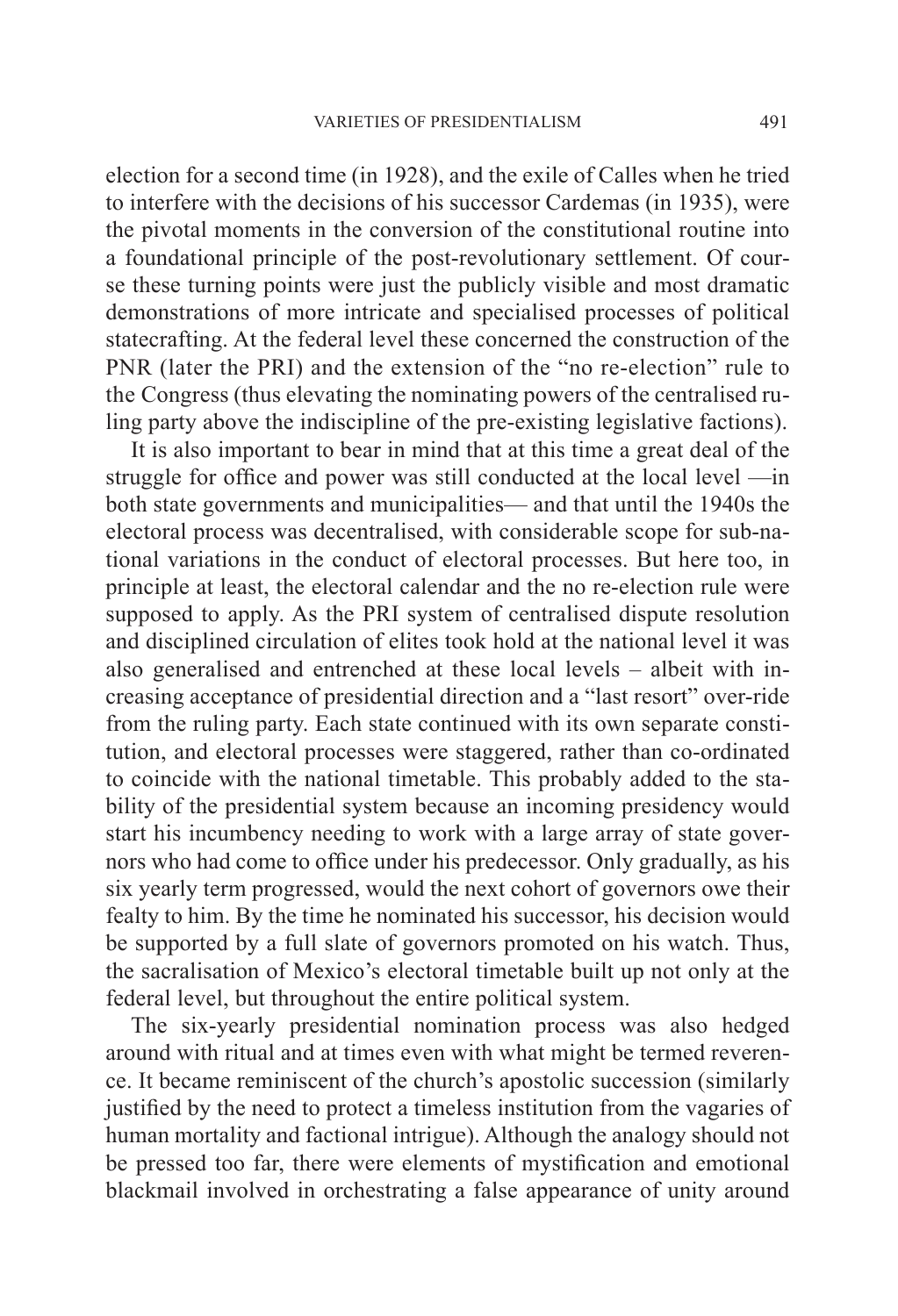election for a second time (in 1928), and the exile of Calles when he tried to interfere with the decisions of his successor Cardemas (in 1935), were the pivotal moments in the conversion of the constitutional routine into a foundational principle of the post-revolutionary settlement. Of course these turning points were just the publicly visible and most dramatic demonstrations of more intricate and specialised processes of political statecrafting. At the federal level these concerned the construction of the PNR (later the PRI) and the extension of the "no re-election" rule to the Congress (thus elevating the nominating powers of the centralised ruling party above the indiscipline of the pre-existing legislative factions).

It is also important to bear in mind that at this time a great deal of the struggle for office and power was still conducted at the local level —in both state governments and municipalities— and that until the 1940s the electoral process was decentralised, with considerable scope for sub-national variations in the conduct of electoral processes. But here too, in principle at least, the electoral calendar and the no re-election rule were supposed to apply. As the PRI system of centralised dispute resolution and disciplined circulation of elites took hold at the national level it was also generalised and entrenched at these local levels – albeit with increasing acceptance of presidential direction and a "last resort" over-ride from the ruling party. Each state continued with its own separate constitution, and electoral processes were staggered, rather than co-ordinated to coincide with the national timetable. This probably added to the stability of the presidential system because an incoming presidency would start his incumbency needing to work with a large array of state governors who had come to office under his predecessor. Only gradually, as his six yearly term progressed, would the next cohort of governors owe their fealty to him. By the time he nominated his successor, his decision would be supported by a full slate of governors promoted on his watch. Thus, the sacralisation of Mexico's electoral timetable built up not only at the federal level, but throughout the entire political system.

The six-yearly presidential nomination process was also hedged around with ritual and at times even with what might be termed reverence. It became reminiscent of the church's apostolic succession (similarly justified by the need to protect a timeless institution from the vagaries of human mortality and factional intrigue). Although the analogy should not be pressed too far, there were elements of mystification and emotional blackmail involved in orchestrating a false appearance of unity around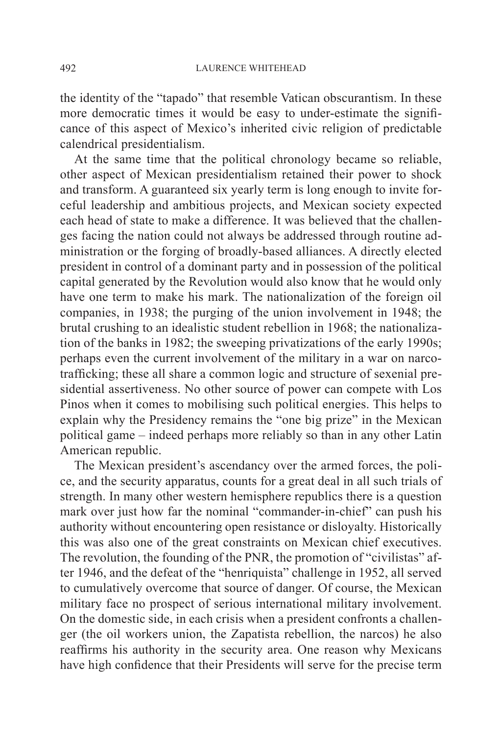the identity of the "tapado" that resemble Vatican obscurantism. In these more democratic times it would be easy to under-estimate the significance of this aspect of Mexico's inherited civic religion of predictable calendrical presidentialism.

At the same time that the political chronology became so reliable, other aspect of Mexican presidentialism retained their power to shock and transform. A guaranteed six yearly term is long enough to invite forceful leadership and ambitious projects, and Mexican society expected each head of state to make a difference. It was believed that the challenges facing the nation could not always be addressed through routine administration or the forging of broadly-based alliances. A directly elected president in control of a dominant party and in possession of the political capital generated by the Revolution would also know that he would only have one term to make his mark. The nationalization of the foreign oil companies, in 1938; the purging of the union involvement in 1948; the brutal crushing to an idealistic student rebellion in 1968; the nationalization of the banks in 1982; the sweeping privatizations of the early 1990s; perhaps even the current involvement of the military in a war on narco-trafficking; these all share a common logic and structure of sexenial presidential assertiveness. No other source of power can compete with Los Pinos when it comes to mobilising such political energies. This helps to explain why the Presidency remains the "one big prize" in the Mexican political game – indeed perhaps more reliably so than in any other Latin American republic.

The Mexican president's ascendancy over the armed forces, the police, and the security apparatus, counts for a great deal in all such trials of strength. In many other western hemisphere republics there is a question mark over just how far the nominal "commander-in-chief" can push his authority without encountering open resistance or disloyalty. Historically this was also one of the great constraints on Mexican chief executives. The revolution, the founding of the PNR, the promotion of "civilistas" after 1946, and the defeat of the "henriquista" challenge in 1952, all served to cumulatively overcome that source of danger. Of course, the Mexican military face no prospect of serious international military involvement. On the domestic side, in each crisis when a president confronts a challenger (the oil workers union, the Zapatista rebellion, the narcos) he also reaffirms his authority in the security area. One reason why Mexicans have high confidence that their Presidents will serve for the precise term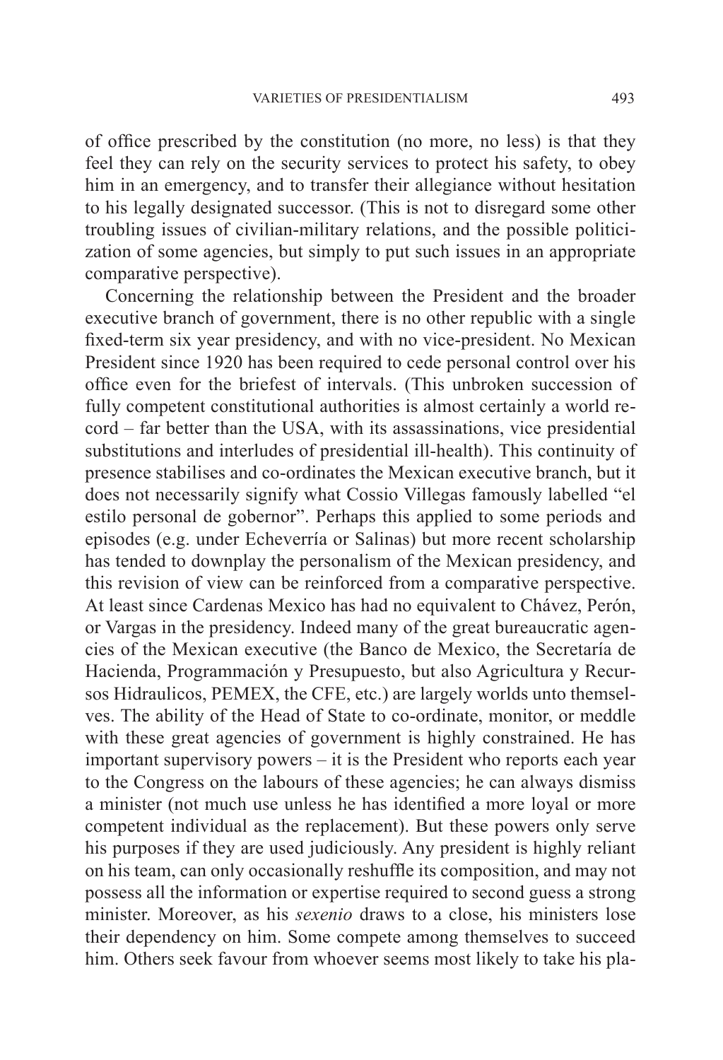of office prescribed by the constitution (no more, no less) is that they feel they can rely on the security services to protect his safety, to obey him in an emergency, and to transfer their allegiance without hesitation to his legally designated successor. (This is not to disregard some other troubling issues of civilian-military relations, and the possible politicization of some agencies, but simply to put such issues in an appropriate comparative perspective).

Concerning the relationship between the President and the broader executive branch of government, there is no other republic with a single fixed-term six year presidency, and with no vice-president. No Mexican President since 1920 has been required to cede personal control over his office even for the briefest of intervals. (This unbroken succession of fully competent constitutional authorities is almost certainly a world record – far better than the USA, with its assassinations, vice presidential substitutions and interludes of presidential ill-health). This continuity of presence stabilises and co-ordinates the Mexican executive branch, but it does not necessarily signify what Cossio Villegas famously labelled "el estilo personal de gobernor". Perhaps this applied to some periods and episodes (e.g. under Echeverría or Salinas) but more recent scholarship has tended to downplay the personalism of the Mexican presidency, and this revision of view can be reinforced from a comparative perspective. At least since Cardenas Mexico has had no equivalent to Chávez, Perón, or Vargas in the presidency. Indeed many of the great bureaucratic agencies of the Mexican executive (the Banco de Mexico, the Secretaría de Hacienda, Programmación y Presupuesto, but also Agricultura y Recursos Hidraulicos, PEMEX, the CFE, etc.) are largely worlds unto themselves. The ability of the Head of State to co-ordinate, monitor, or meddle with these great agencies of government is highly constrained. He has important supervisory powers – it is the President who reports each year to the Congress on the labours of these agencies; he can always dismiss a minister (not much use unless he has identified a more loyal or more competent individual as the replacement). But these powers only serve his purposes if they are used judiciously. Any president is highly reliant on his team, can only occasionally reshuffle its composition, and may not possess all the information or expertise required to second guess a strong minister. Moreover, as his *sexenio* draws to a close, his ministers lose their dependency on him. Some compete among themselves to succeed him. Others seek favour from whoever seems most likely to take his pla-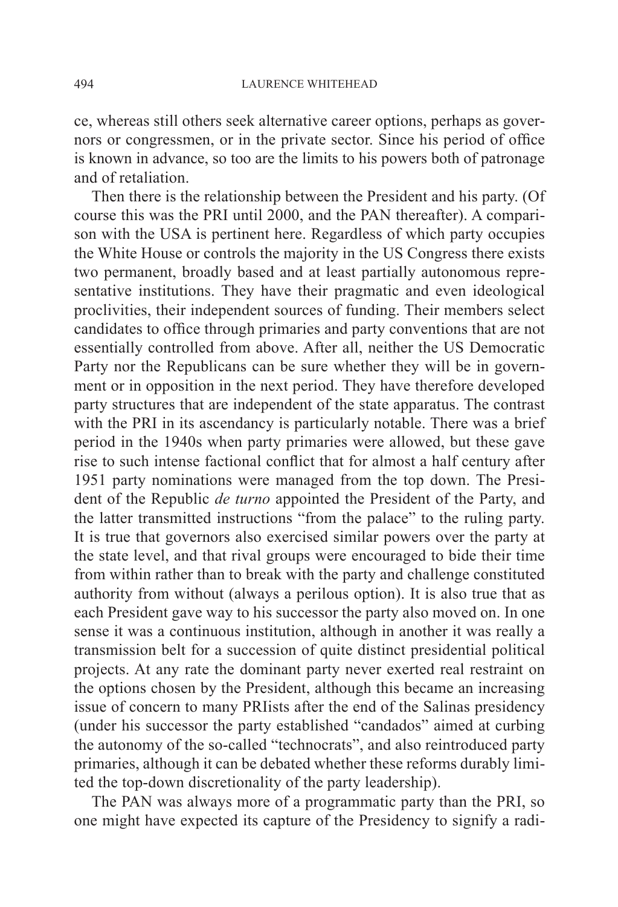ce, whereas still others seek alternative career options, perhaps as governors or congressmen, or in the private sector. Since his period of office is known in advance, so too are the limits to his powers both of patronage and of retaliation.

Then there is the relationship between the President and his party. (Of course this was the PRI until 2000, and the PAN thereafter). A comparison with the USA is pertinent here. Regardless of which party occupies the White House or controls the majority in the US Congress there exists two permanent, broadly based and at least partially autonomous representative institutions. They have their pragmatic and even ideological proclivities, their independent sources of funding. Their members select candidates to office through primaries and party conventions that are not essentially controlled from above. After all, neither the US Democratic Party nor the Republicans can be sure whether they will be in government or in opposition in the next period. They have therefore developed party structures that are independent of the state apparatus. The contrast with the PRI in its ascendancy is particularly notable. There was a brief period in the 1940s when party primaries were allowed, but these gave rise to such intense factional conflict that for almost a half century after 1951 party nominations were managed from the top down. The President of the Republic *de turno* appointed the President of the Party, and the latter transmitted instructions "from the palace" to the ruling party. It is true that governors also exercised similar powers over the party at the state level, and that rival groups were encouraged to bide their time from within rather than to break with the party and challenge constituted authority from without (always a perilous option). It is also true that as each President gave way to his successor the party also moved on. In one sense it was a continuous institution, although in another it was really a transmission belt for a succession of quite distinct presidential political projects. At any rate the dominant party never exerted real restraint on the options chosen by the President, although this became an increasing issue of concern to many PRIists after the end of the Salinas presidency (under his successor the party established "candados" aimed at curbing the autonomy of the so-called "technocrats", and also reintroduced party primaries, although it can be debated whether these reforms durably limited the top-down discretionality of the party leadership).

The PAN was always more of a programmatic party than the PRI, so one might have expected its capture of the Presidency to signify a radi-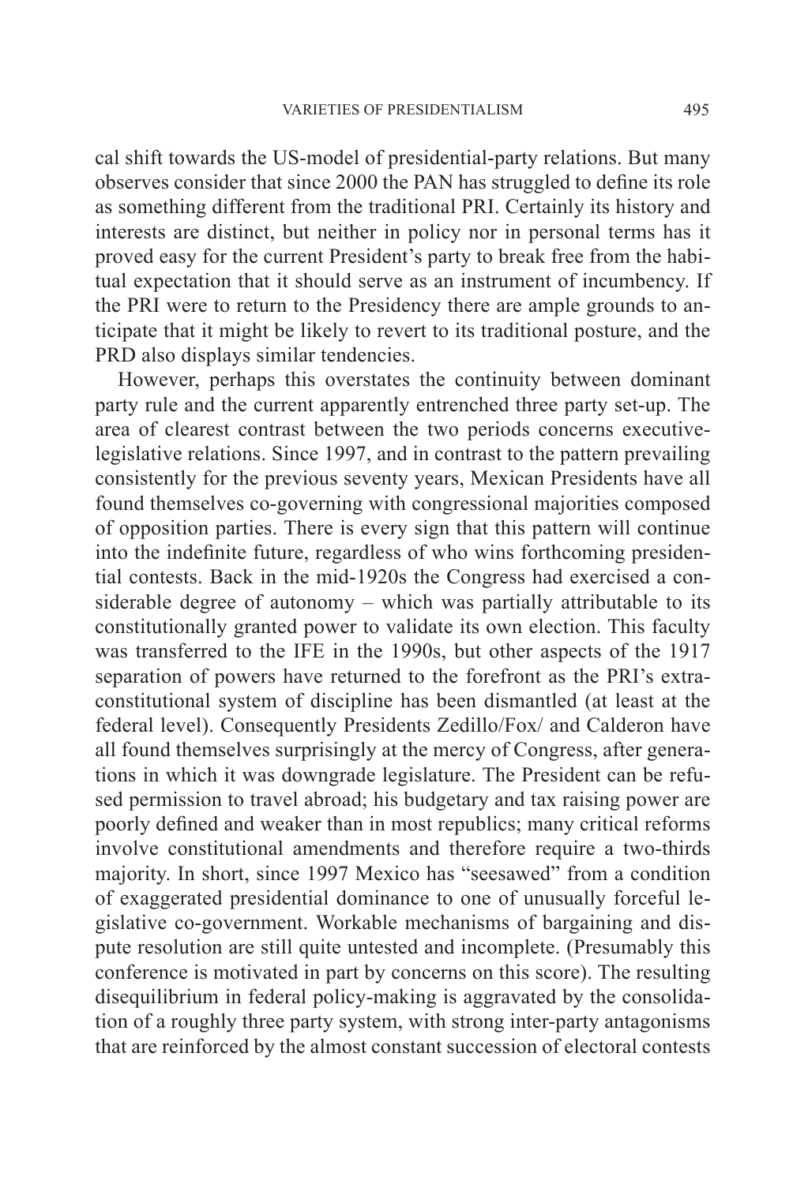cal shift towards the US-model of presidential-party relations. But many observes consider that since 2000 the PAN has struggled to define its role as something different from the traditional PRI. Certainly its history and interests are distinct, but neither in policy nor in personal terms has it proved easy for the current President's party to break free from the habitual expectation that it should serve as an instrument of incumbency. If the PRI were to return to the Presidency there are ample grounds to anticipate that it might be likely to revert to its traditional posture, and the PRD also displays similar tendencies.

However, perhaps this overstates the continuity between dominant party rule and the current apparently entrenched three party set-up. The area of clearest contrast between the two periods concerns executive-legislative relations. Since 1997, and in contrast to the pattern prevailing consistently for the previous seventy years, Mexican Presidents have all found themselves co-governing with congressional majorities composed of opposition parties. There is every sign that this pattern will continue into the indefinite future, regardless of who wins forthcoming presidential contests. Back in the mid-1920s the Congress had exercised a considerable degree of autonomy – which was partially attributable to its constitutionally granted power to validate its own election. This faculty was transferred to the IFE in the 1990s, but other aspects of the 1917 separation of powers have returned to the forefront as the PRI's extra-constitutional system of discipline has been dismantled (at least at the federal level). Consequently Presidents Zedillo/Fox/ and Calderon have all found themselves surprisingly at the mercy of Congress, after generations in which it was downgrade legislature. The President can be refused permission to travel abroad; his budgetary and tax raising power are poorly defined and weaker than in most republics; many critical reforms involve constitutional amendments and therefore require a two-thirds majority. In short, since 1997 Mexico has "seesawed" from a condition of exaggerated presidential dominance to one of unusually forceful legislative co-government. Workable mechanisms of bargaining and dispute resolution are still quite untested and incomplete. (Presumably this conference is motivated in part by concerns on this score). The resulting disequilibrium in federal policy-making is aggravated by the consolidation of a roughly three party system, with strong inter-party antagonisms that are reinforced by the almost constant succession of electoral contests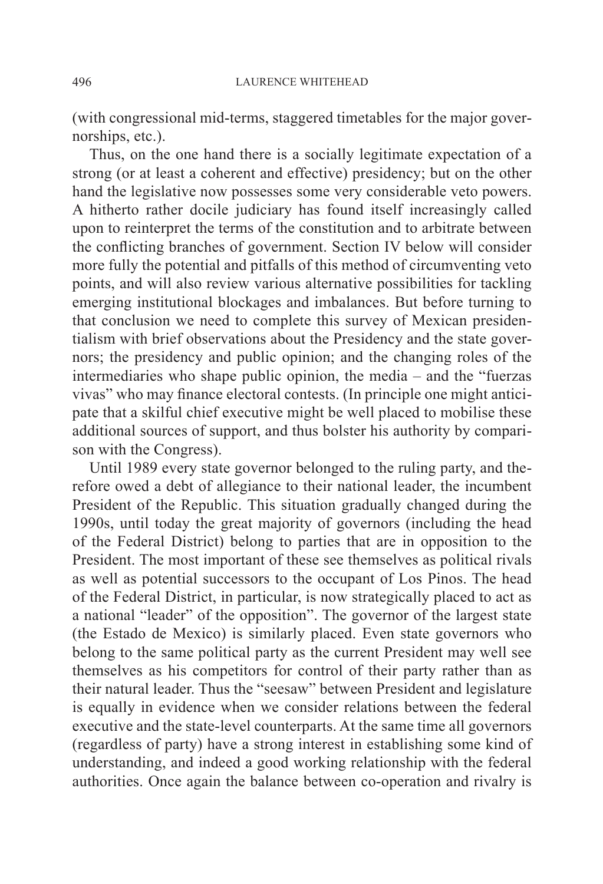(with congressional mid-terms, staggered timetables for the major governorships, etc.).

Thus, on the one hand there is a socially legitimate expectation of a strong (or at least a coherent and effective) presidency; but on the other hand the legislative now possesses some very considerable veto powers. A hitherto rather docile judiciary has found itself increasingly called upon to reinterpret the terms of the constitution and to arbitrate between the conflicting branches of government. Section IV below will consider more fully the potential and pitfalls of this method of circumventing veto points, and will also review various alternative possibilities for tackling emerging institutional blockages and imbalances. But before turning to that conclusion we need to complete this survey of Mexican presidentialism with brief observations about the Presidency and the state governors; the presidency and public opinion; and the changing roles of the intermediaries who shape public opinion, the media – and the "fuerzas vivas" who may finance electoral contests. (In principle one might anticipate that a skilful chief executive might be well placed to mobilise these additional sources of support, and thus bolster his authority by comparison with the Congress).

Until 1989 every state governor belonged to the ruling party, and therefore owed a debt of allegiance to their national leader, the incumbent President of the Republic. This situation gradually changed during the 1990s, until today the great majority of governors (including the head of the Federal District) belong to parties that are in opposition to the President. The most important of these see themselves as political rivals as well as potential successors to the occupant of Los Pinos. The head of the Federal District, in particular, is now strategically placed to act as a national "leader" of the opposition". The governor of the largest state (the Estado de Mexico) is similarly placed. Even state governors who belong to the same political party as the current President may well see themselves as his competitors for control of their party rather than as their natural leader. Thus the "seesaw" between President and legislature is equally in evidence when we consider relations between the federal executive and the state-level counterparts. At the same time all governors (regardless of party) have a strong interest in establishing some kind of understanding, and indeed a good working relationship with the federal authorities. Once again the balance between co-operation and rivalry is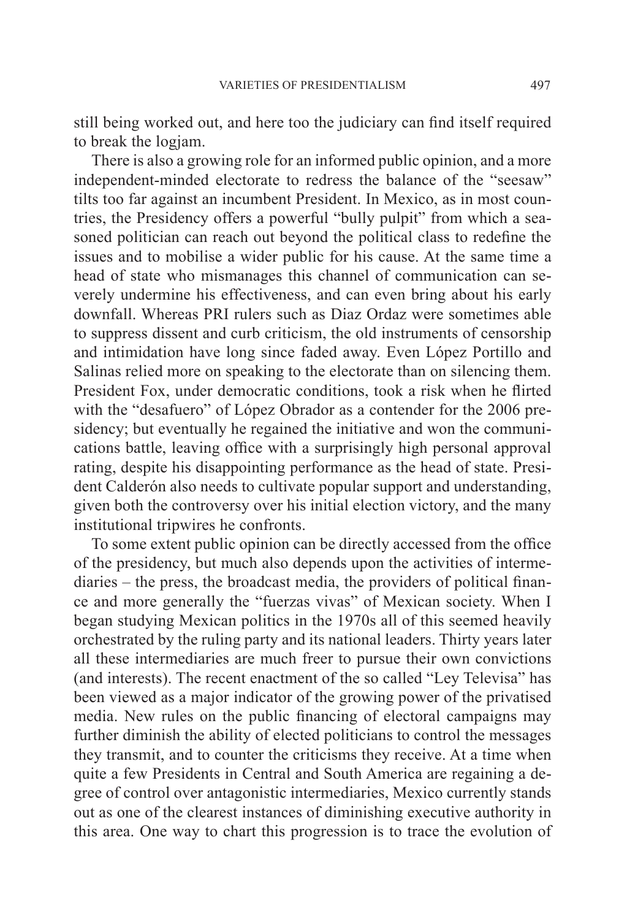still being worked out, and here too the judiciary can find itself required to break the logjam.

There is also a growing role for an informed public opinion, and a more independent-minded electorate to redress the balance of the "seesaw" tilts too far against an incumbent President. In Mexico, as in most countries, the Presidency offers a powerful "bully pulpit" from which a seasoned politician can reach out beyond the political class to redefine the issues and to mobilise a wider public for his cause. At the same time a head of state who mismanages this channel of communication can severely undermine his effectiveness, and can even bring about his early downfall. Whereas PRI rulers such as Diaz Ordaz were sometimes able to suppress dissent and curb criticism, the old instruments of censorship and intimidation have long since faded away. Even López Portillo and Salinas relied more on speaking to the electorate than on silencing them. President Fox, under democratic conditions, took a risk when he flirted with the "desafuero" of López Obrador as a contender for the 2006 presidency; but eventually he regained the initiative and won the communications battle, leaving office with a surprisingly high personal approval rating, despite his disappointing performance as the head of state. President Calderón also needs to cultivate popular support and understanding, given both the controversy over his initial election victory, and the many institutional tripwires he confronts.

To some extent public opinion can be directly accessed from the office of the presidency, but much also depends upon the activities of intermediaries – the press, the broadcast media, the providers of political finance and more generally the "fuerzas vivas" of Mexican society. When I began studying Mexican politics in the 1970s all of this seemed heavily orchestrated by the ruling party and its national leaders. Thirty years later all these intermediaries are much freer to pursue their own convictions (and interests). The recent enactment of the so called "Ley Televisa" has been viewed as a major indicator of the growing power of the privatised media. New rules on the public financing of electoral campaigns may further diminish the ability of elected politicians to control the messages they transmit, and to counter the criticisms they receive. At a time when quite a few Presidents in Central and South America are regaining a degree of control over antagonistic intermediaries, Mexico currently stands out as one of the clearest instances of diminishing executive authority in this area. One way to chart this progression is to trace the evolution of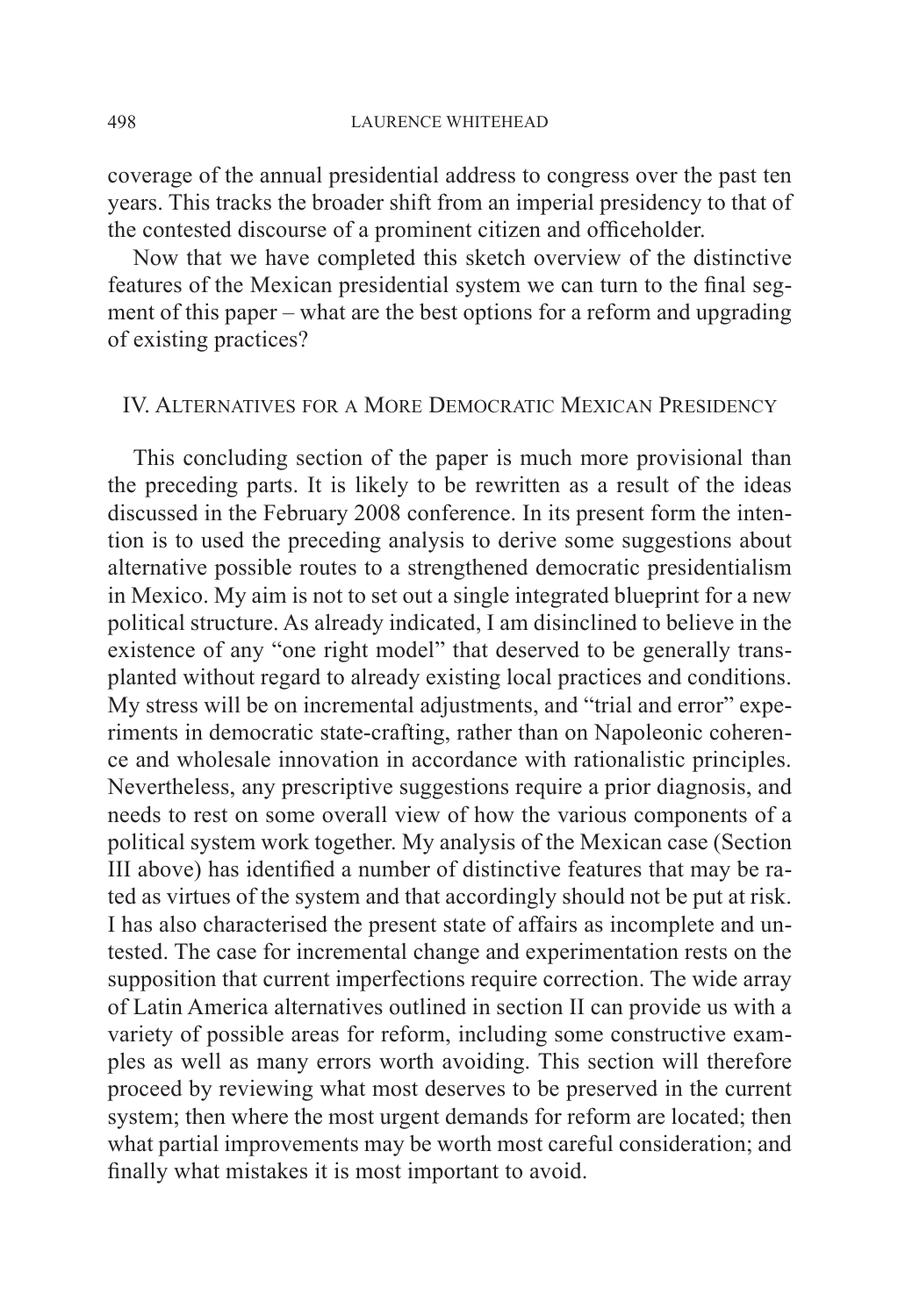coverage of the annual presidential address to congress over the past ten years. This tracks the broader shift from an imperial presidency to that of the contested discourse of a prominent citizen and officeholder.

Now that we have completed this sketch overview of the distinctive features of the Mexican presidential system we can turn to the final segment of this paper – what are the best options for a reform and upgrading of existing practices?

## IV. Alternatives for a More Democratic Mexican Presidency

This concluding section of the paper is much more provisional than the preceding parts. It is likely to be rewritten as a result of the ideas discussed in the February 2008 conference. In its present form the intention is to used the preceding analysis to derive some suggestions about alternative possible routes to a strengthened democratic presidentialism in Mexico. My aim is not to set out a single integrated blueprint for a new political structure. As already indicated, I am disinclined to believe in the existence of any "one right model" that deserved to be generally transplanted without regard to already existing local practices and conditions. My stress will be on incremental adjustments, and "trial and error" experiments in democratic state-crafting, rather than on Napoleonic coherence and wholesale innovation in accordance with rationalistic principles. Nevertheless, any prescriptive suggestions require a prior diagnosis, and needs to rest on some overall view of how the various components of a political system work together. My analysis of the Mexican case (Section III above) has identified a number of distinctive features that may be rated as virtues of the system and that accordingly should not be put at risk. I has also characterised the present state of affairs as incomplete and untested. The case for incremental change and experimentation rests on the supposition that current imperfections require correction. The wide array of Latin America alternatives outlined in section II can provide us with a variety of possible areas for reform, including some constructive examples as well as many errors worth avoiding. This section will therefore proceed by reviewing what most deserves to be preserved in the current system; then where the most urgent demands for reform are located; then what partial improvements may be worth most careful consideration; and finally what mistakes it is most important to avoid.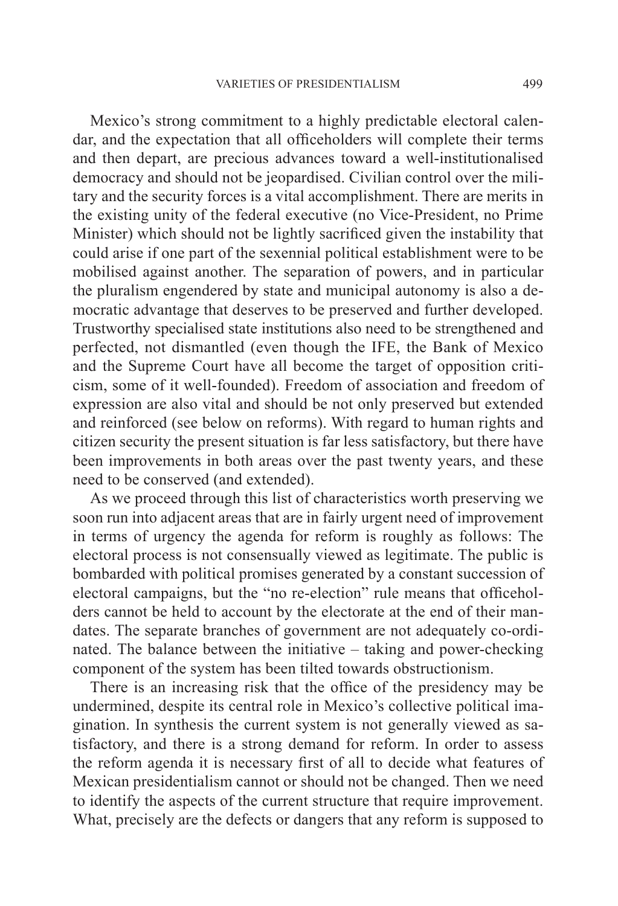Mexico's strong commitment to a highly predictable electoral calendar, and the expectation that all officeholders will complete their terms and then depart, are precious advances toward a well-institutionalised democracy and should not be jeopardised. Civilian control over the military and the security forces is a vital accomplishment. There are merits in the existing unity of the federal executive (no Vice-President, no Prime Minister) which should not be lightly sacrificed given the instability that could arise if one part of the sexennial political establishment were to be mobilised against another. The separation of powers, and in particular the pluralism engendered by state and municipal autonomy is also a democratic advantage that deserves to be preserved and further developed. Trustworthy specialised state institutions also need to be strengthened and perfected, not dismantled (even though the IFE, the Bank of Mexico and the Supreme Court have all become the target of opposition criticism, some of it well-founded). Freedom of association and freedom of expression are also vital and should be not only preserved but extended and reinforced (see below on reforms). With regard to human rights and citizen security the present situation is far less satisfactory, but there have been improvements in both areas over the past twenty years, and these need to be conserved (and extended).

As we proceed through this list of characteristics worth preserving we soon run into adjacent areas that are in fairly urgent need of improvement in terms of urgency the agenda for reform is roughly as follows: The electoral process is not consensually viewed as legitimate. The public is bombarded with political promises generated by a constant succession of electoral campaigns, but the "no re-election" rule means that officeholders cannot be held to account by the electorate at the end of their mandates. The separate branches of government are not adequately co-ordinated. The balance between the initiative – taking and power-checking component of the system has been tilted towards obstructionism.

There is an increasing risk that the office of the presidency may be undermined, despite its central role in Mexico's collective political imagination. In synthesis the current system is not generally viewed as satisfactory, and there is a strong demand for reform. In order to assess the reform agenda it is necessary first of all to decide what features of Mexican presidentialism cannot or should not be changed. Then we need to identify the aspects of the current structure that require improvement. What, precisely are the defects or dangers that any reform is supposed to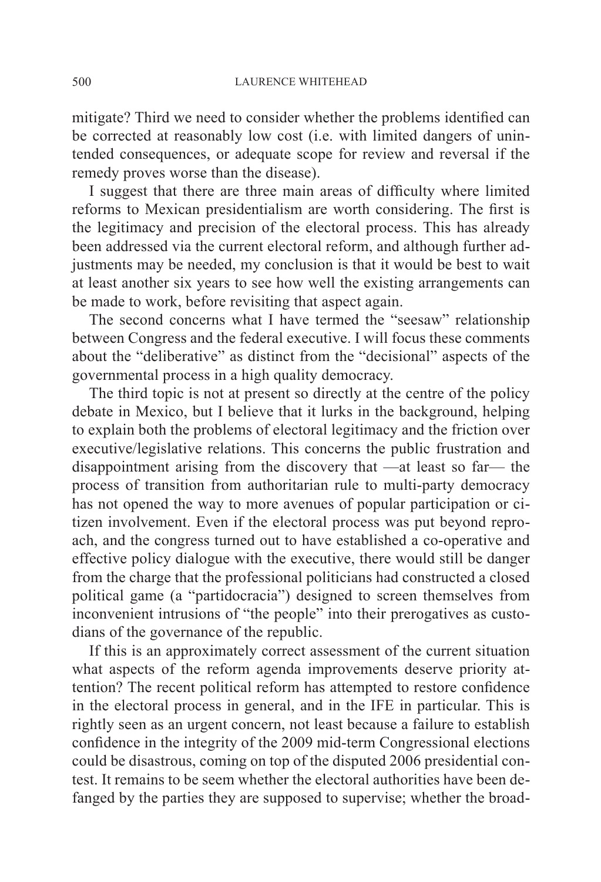mitigate? Third we need to consider whether the problems identified can be corrected at reasonably low cost (i.e. with limited dangers of unintended consequences, or adequate scope for review and reversal if the remedy proves worse than the disease).

I suggest that there are three main areas of difficulty where limited reforms to Mexican presidentialism are worth considering. The first is the legitimacy and precision of the electoral process. This has already been addressed via the current electoral reform, and although further adjustments may be needed, my conclusion is that it would be best to wait at least another six years to see how well the existing arrangements can be made to work, before revisiting that aspect again.

The second concerns what I have termed the "seesaw" relationship between Congress and the federal executive. I will focus these comments about the "deliberative" as distinct from the "decisional" aspects of the governmental process in a high quality democracy.

The third topic is not at present so directly at the centre of the policy debate in Mexico, but I believe that it lurks in the background, helping to explain both the problems of electoral legitimacy and the friction over executive/legislative relations. This concerns the public frustration and disappointment arising from the discovery that —at least so far— the process of transition from authoritarian rule to multi-party democracy has not opened the way to more avenues of popular participation or citizen involvement. Even if the electoral process was put beyond reproach, and the congress turned out to have established a co-operative and effective policy dialogue with the executive, there would still be danger from the charge that the professional politicians had constructed a closed political game (a "partidocracia") designed to screen themselves from inconvenient intrusions of "the people" into their prerogatives as custodians of the governance of the republic.

If this is an approximately correct assessment of the current situation what aspects of the reform agenda improvements deserve priority attention? The recent political reform has attempted to restore confidence in the electoral process in general, and in the IFE in particular. This is rightly seen as an urgent concern, not least because a failure to establish confidence in the integrity of the 2009 mid-term Congressional elections could be disastrous, coming on top of the disputed 2006 presidential contest. It remains to be seem whether the electoral authorities have been defanged by the parties they are supposed to supervise; whether the broad-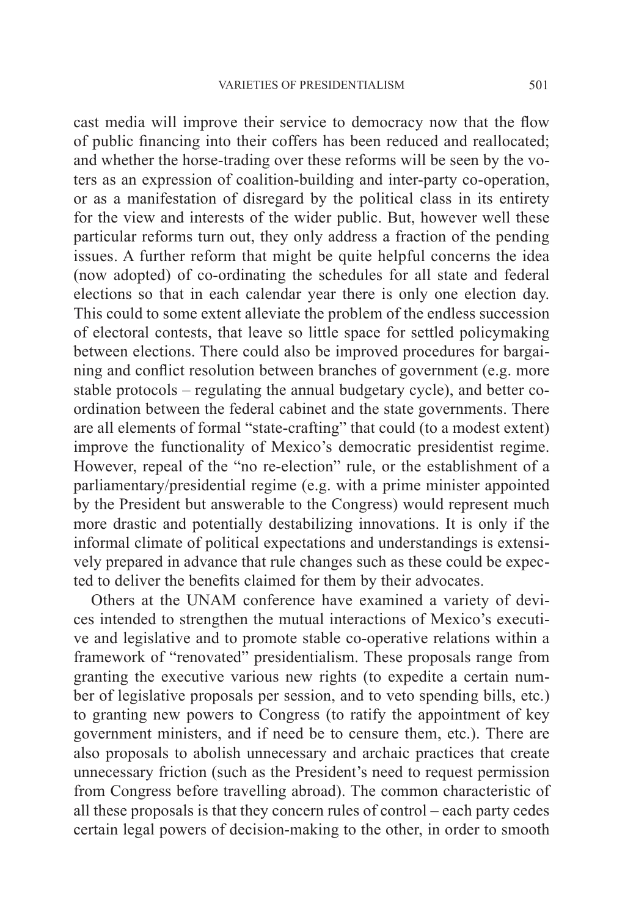cast media will improve their service to democracy now that the flow of public financing into their coffers has been reduced and reallocated; and whether the horse-trading over these reforms will be seen by the voters as an expression of coalition-building and inter-party co-operation, or as a manifestation of disregard by the political class in its entirety for the view and interests of the wider public. But, however well these particular reforms turn out, they only address a fraction of the pending issues. A further reform that might be quite helpful concerns the idea (now adopted) of co-ordinating the schedules for all state and federal elections so that in each calendar year there is only one election day. This could to some extent alleviate the problem of the endless succession of electoral contests, that leave so little space for settled policymaking between elections. There could also be improved procedures for bargaining and conflict resolution between branches of government (e.g. more stable protocols – regulating the annual budgetary cycle), and better co-ordination between the federal cabinet and the state governments. There are all elements of formal "state-crafting" that could (to a modest extent) improve the functionality of Mexico's democratic presidentist regime. However, repeal of the "no re-election" rule, or the establishment of a parliamentary/presidential regime (e.g. with a prime minister appointed by the President but answerable to the Congress) would represent much more drastic and potentially destabilizing innovations. It is only if the informal climate of political expectations and understandings is extensively prepared in advance that rule changes such as these could be expected to deliver the benefits claimed for them by their advocates.

Others at the UNAM conference have examined a variety of devices intended to strengthen the mutual interactions of Mexico's executive and legislative and to promote stable co-operative relations within a framework of "renovated" presidentialism. These proposals range from granting the executive various new rights (to expedite a certain number of legislative proposals per session, and to veto spending bills, etc.) to granting new powers to Congress (to ratify the appointment of key government ministers, and if need be to censure them, etc.). There are also proposals to abolish unnecessary and archaic practices that create unnecessary friction (such as the President's need to request permission from Congress before travelling abroad). The common characteristic of all these proposals is that they concern rules of control – each party cedes certain legal powers of decision-making to the other, in order to smooth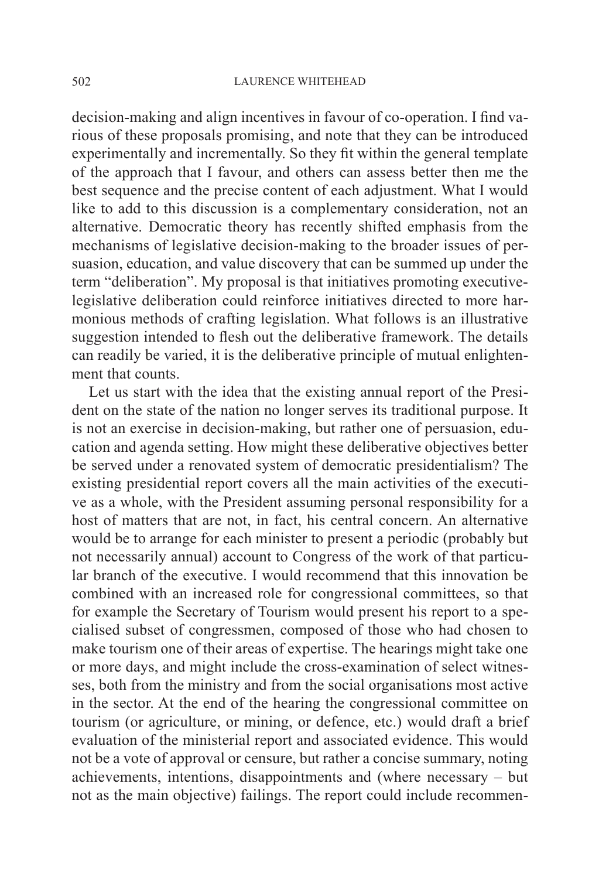decision-making and align incentives in favour of co-operation. I find various of these proposals promising, and note that they can be introduced experimentally and incrementally. So they fit within the general template of the approach that I favour, and others can assess better then me the best sequence and the precise content of each adjustment. What I would like to add to this discussion is a complementary consideration, not an alternative. Democratic theory has recently shifted emphasis from the mechanisms of legislative decision-making to the broader issues of persuasion, education, and value discovery that can be summed up under the term "deliberation". My proposal is that initiatives promoting executive-legislative deliberation could reinforce initiatives directed to more harmonious methods of crafting legislation. What follows is an illustrative suggestion intended to flesh out the deliberative framework. The details can readily be varied, it is the deliberative principle of mutual enlightenment that counts.

Let us start with the idea that the existing annual report of the President on the state of the nation no longer serves its traditional purpose. It is not an exercise in decision-making, but rather one of persuasion, education and agenda setting. How might these deliberative objectives better be served under a renovated system of democratic presidentialism? The existing presidential report covers all the main activities of the executive as a whole, with the President assuming personal responsibility for a host of matters that are not, in fact, his central concern. An alternative would be to arrange for each minister to present a periodic (probably but not necessarily annual) account to Congress of the work of that particular branch of the executive. I would recommend that this innovation be combined with an increased role for congressional committees, so that for example the Secretary of Tourism would present his report to a specialised subset of congressmen, composed of those who had chosen to make tourism one of their areas of expertise. The hearings might take one or more days, and might include the cross-examination of select witnesses, both from the ministry and from the social organisations most active in the sector. At the end of the hearing the congressional committee on tourism (or agriculture, or mining, or defence, etc.) would draft a brief evaluation of the ministerial report and associated evidence. This would not be a vote of approval or censure, but rather a concise summary, noting achievements, intentions, disappointments and (where necessary – but not as the main objective) failings. The report could include recommen-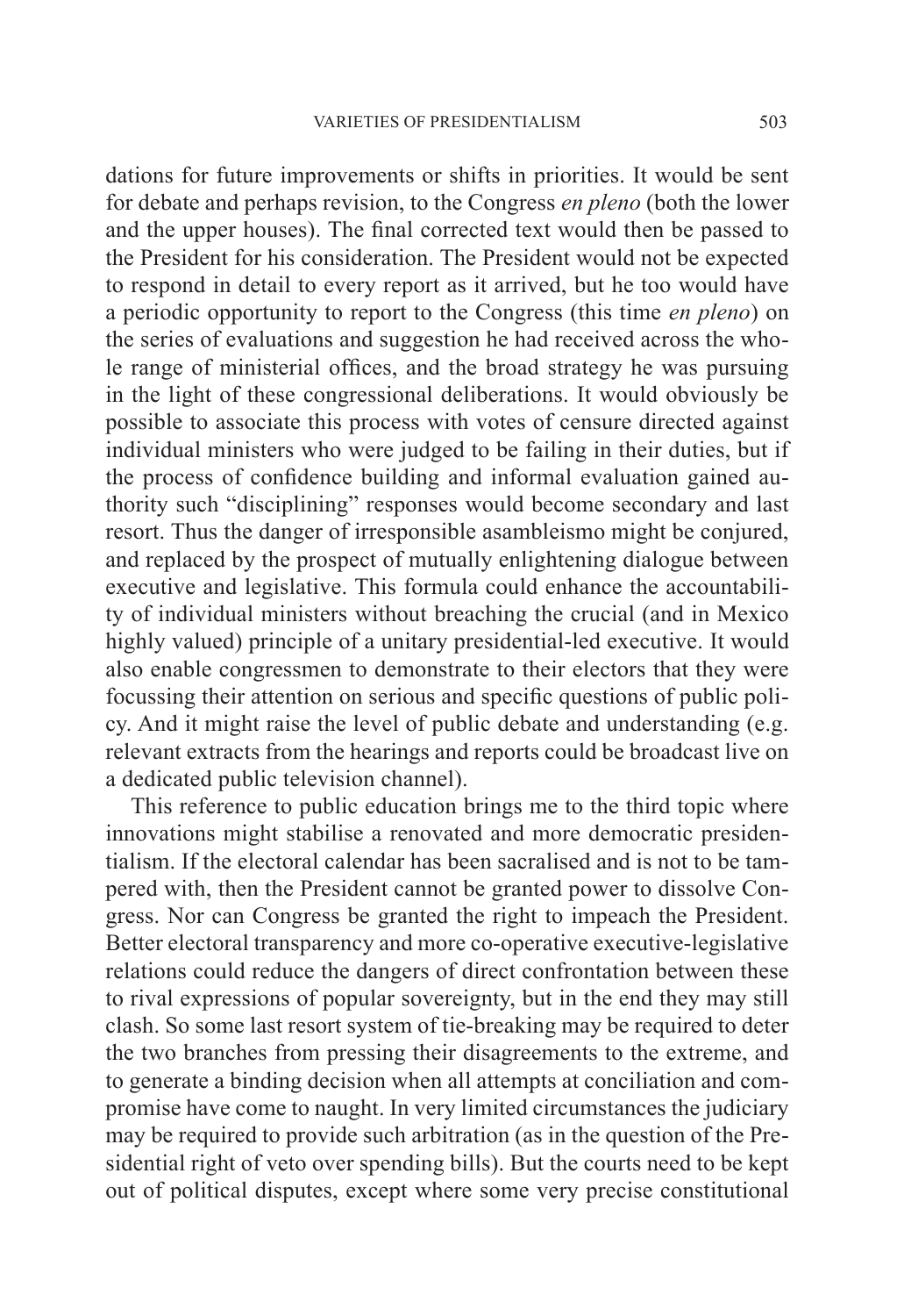dations for future improvements or shifts in priorities. It would be sent for debate and perhaps revision, to the Congress *en pleno* (both the lower and the upper houses). The final corrected text would then be passed to the President for his consideration. The President would not be expected to respond in detail to every report as it arrived, but he too would have a periodic opportunity to report to the Congress (this time *en pleno*) on the series of evaluations and suggestion he had received across the whole range of ministerial offices, and the broad strategy he was pursuing in the light of these congressional deliberations. It would obviously be possible to associate this process with votes of censure directed against individual ministers who were judged to be failing in their duties, but if the process of confidence building and informal evaluation gained authority such "disciplining" responses would become secondary and last resort. Thus the danger of irresponsible asambleismo might be conjured, and replaced by the prospect of mutually enlightening dialogue between executive and legislative. This formula could enhance the accountability of individual ministers without breaching the crucial (and in Mexico highly valued) principle of a unitary presidential-led executive. It would also enable congressmen to demonstrate to their electors that they were focussing their attention on serious and specific questions of public policy. And it might raise the level of public debate and understanding (e.g. relevant extracts from the hearings and reports could be broadcast live on a dedicated public television channel).

This reference to public education brings me to the third topic where innovations might stabilise a renovated and more democratic presidentialism. If the electoral calendar has been sacralised and is not to be tampered with, then the President cannot be granted power to dissolve Congress. Nor can Congress be granted the right to impeach the President. Better electoral transparency and more co-operative executive-legislative relations could reduce the dangers of direct confrontation between these to rival expressions of popular sovereignty, but in the end they may still clash. So some last resort system of tie-breaking may be required to deter the two branches from pressing their disagreements to the extreme, and to generate a binding decision when all attempts at conciliation and compromise have come to naught. In very limited circumstances the judiciary may be required to provide such arbitration (as in the question of the Presidential right of veto over spending bills). But the courts need to be kept out of political disputes, except where some very precise constitutional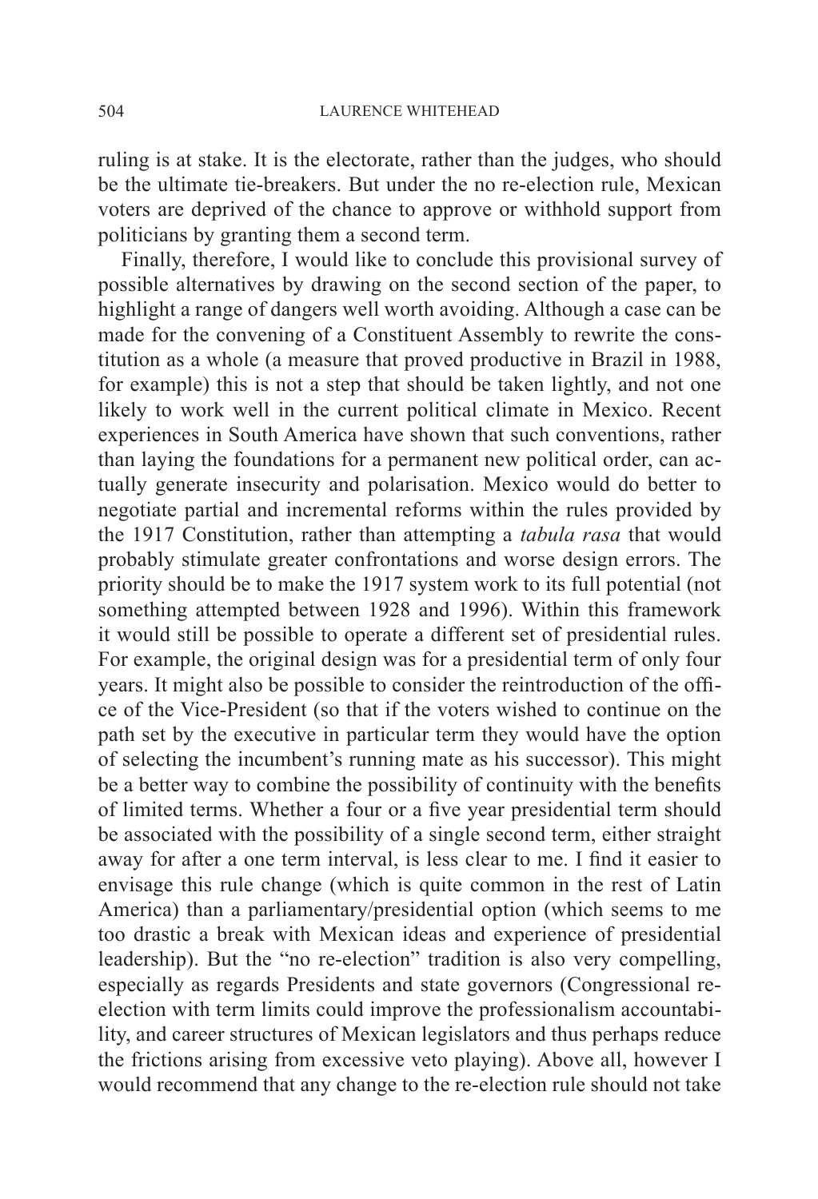ruling is at stake. It is the electorate, rather than the judges, who should be the ultimate tie-breakers. But under the no re-election rule, Mexican voters are deprived of the chance to approve or withhold support from politicians by granting them a second term.

Finally, therefore, I would like to conclude this provisional survey of possible alternatives by drawing on the second section of the paper, to highlight a range of dangers well worth avoiding. Although a case can be made for the convening of a Constituent Assembly to rewrite the constitution as a whole (a measure that proved productive in Brazil in 1988, for example) this is not a step that should be taken lightly, and not one likely to work well in the current political climate in Mexico. Recent experiences in South America have shown that such conventions, rather than laying the foundations for a permanent new political order, can actually generate insecurity and polarisation. Mexico would do better to negotiate partial and incremental reforms within the rules provided by the 1917 Constitution, rather than attempting a *tabula rasa* that would probably stimulate greater confrontations and worse design errors. The priority should be to make the 1917 system work to its full potential (not something attempted between 1928 and 1996). Within this framework it would still be possible to operate a different set of presidential rules. For example, the original design was for a presidential term of only four years. It might also be possible to consider the reintroduction of the office of the Vice-President (so that if the voters wished to continue on the path set by the executive in particular term they would have the option of selecting the incumbent's running mate as his successor). This might be a better way to combine the possibility of continuity with the benefits of limited terms. Whether a four or a five year presidential term should be associated with the possibility of a single second term, either straight away for after a one term interval, is less clear to me. I find it easier to envisage this rule change (which is quite common in the rest of Latin America) than a parliamentary/presidential option (which seems to me too drastic a break with Mexican ideas and experience of presidential leadership). But the "no re-election" tradition is also very compelling, especially as regards Presidents and state governors (Congressional re-election with term limits could improve the professionalism accountability, and career structures of Mexican legislators and thus perhaps reduce the frictions arising from excessive veto playing). Above all, however I would recommend that any change to the re-election rule should not take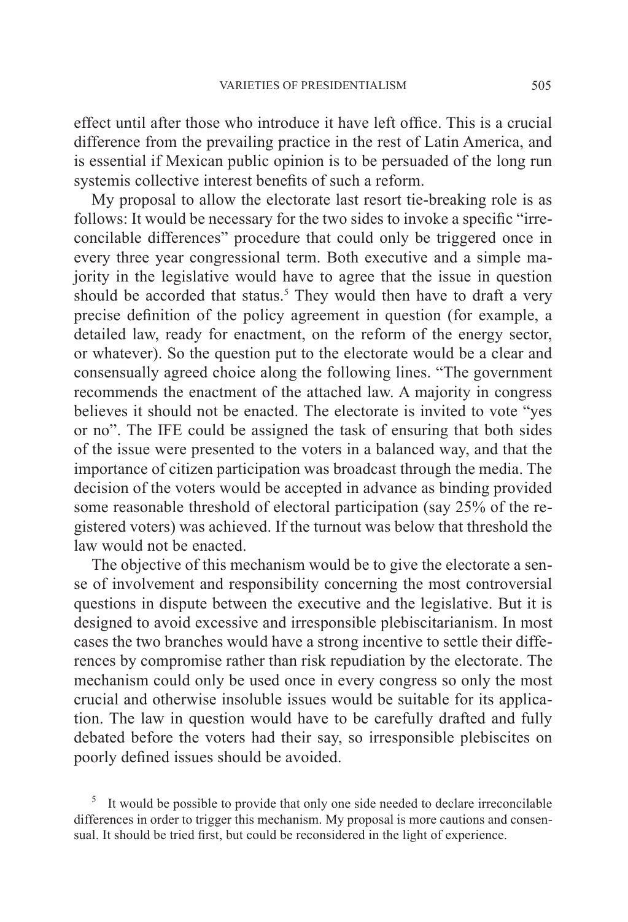effect until after those who introduce it have left office. This is a crucial difference from the prevailing practice in the rest of Latin America, and is essential if Mexican public opinion is to be persuaded of the long run systemis collective interest benefits of such a reform.

My proposal to allow the electorate last resort tie-breaking role is as follows: It would be necessary for the two sides to invoke a specific "irreconcilable differences" procedure that could only be triggered once in every three year congressional term. Both executive and a simple majority in the legislative would have to agree that the issue in question should be accorded that status.[5] They would then have to draft a very precise definition of the policy agreement in question (for example, a detailed law, ready for enactment, on the reform of the energy sector, or whatever). So the question put to the electorate would be a clear and consensually agreed choice along the following lines. "The government recommends the enactment of the attached law. A majority in congress believes it should not be enacted. The electorate is invited to vote "yes or no". The IFE could be assigned the task of ensuring that both sides of the issue were presented to the voters in a balanced way, and that the importance of citizen participation was broadcast through the media. The decision of the voters would be accepted in advance as binding provided some reasonable threshold of electoral participation (say 25% of the registered voters) was achieved. If the turnout was below that threshold the law would not be enacted.

The objective of this mechanism would be to give the electorate a sense of involvement and responsibility concerning the most controversial questions in dispute between the executive and the legislative. But it is designed to avoid excessive and irresponsible plebiscitarianism. In most cases the two branches would have a strong incentive to settle their differences by compromise rather than risk repudiation by the electorate. The mechanism could only be used once in every congress so only the most crucial and otherwise insoluble issues would be suitable for its application. The law in question would have to be carefully drafted and fully debated before the voters had their say, so irresponsible plebiscites on poorly defined issues should be avoided.

[5] It would be possible to provide that only one side needed to declare irreconcilable differences in order to trigger this mechanism. My proposal is more cautions and consensual. It should be tried first, but could be reconsidered in the light of experience.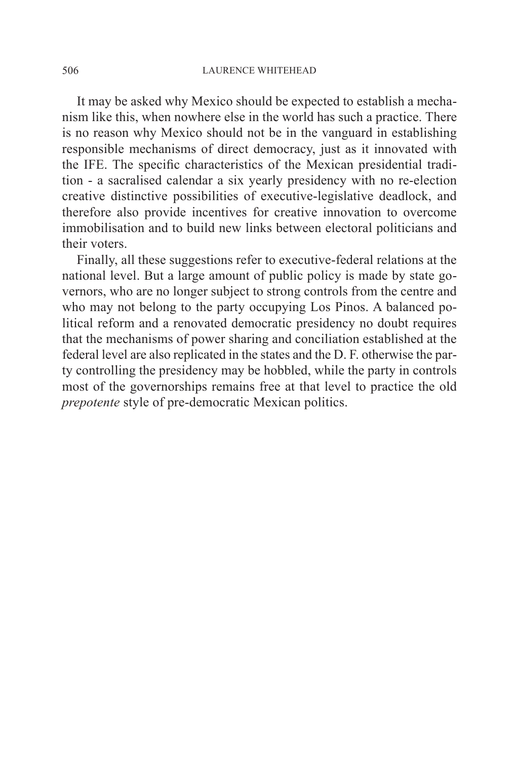It may be asked why Mexico should be expected to establish a mechanism like this, when nowhere else in the world has such a practice. There is no reason why Mexico should not be in the vanguard in establishing responsible mechanisms of direct democracy, just as it innovated with the IFE. The specific characteristics of the Mexican presidential tradition - a sacralised calendar a six yearly presidency with no re-election creative distinctive possibilities of executive-legislative deadlock, and therefore also provide incentives for creative innovation to overcome immobilisation and to build new links between electoral politicians and their voters.

Finally, all these suggestions refer to executive-federal relations at the national level. But a large amount of public policy is made by state governors, who are no longer subject to strong controls from the centre and who may not belong to the party occupying Los Pinos. A balanced political reform and a renovated democratic presidency no doubt requires that the mechanisms of power sharing and conciliation established at the federal level are also replicated in the states and the D. F. otherwise the party controlling the presidency may be hobbled, while the party in controls most of the governorships remains free at that level to practice the old *prepotente* style of pre-democratic Mexican politics.